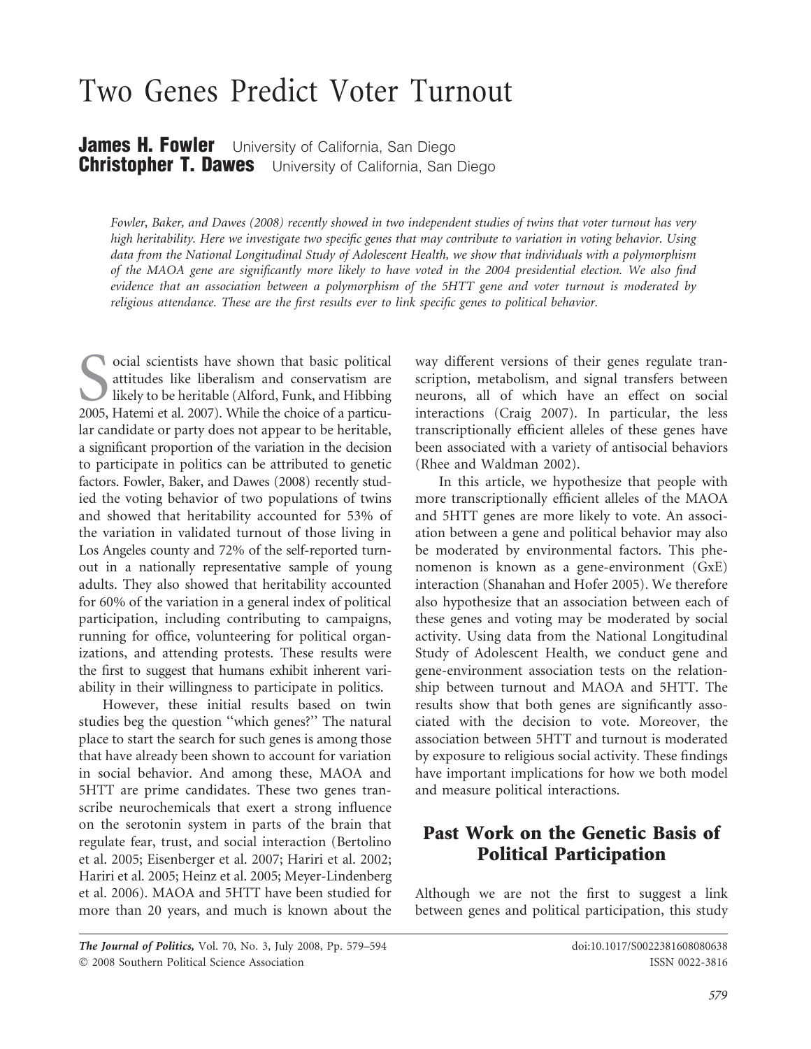# Two Genes Predict Voter Turnout

**James H. Fowler** University of California, San Diego
**Christopher T. Dawes** University of California, San Diego

*Fowler, Baker, and Dawes (2008) recently showed in two independent studies of twins that voter turnout has very high heritability. Here we investigate two specific genes that may contribute to variation in voting behavior. Using data from the National Longitudinal Study of Adolescent Health, we show that individuals with a polymorphism of the MAOA gene are significantly more likely to have voted in the 2004 presidential election. We also find evidence that an association between a polymorphism of the 5HTT gene and voter turnout is moderated by religious attendance. These are the first results ever to link specific genes to political behavior.*

Social scientists have shown that basic political attitudes like liberalism and conservatism are likely to be heritable (Alford, Funk, and Hibbing 2005, Hatemi et al. 2007). While the choice of a particular candidate or party does not appear to be heritable, a significant proportion of the variation in the decision to participate in politics can be attributed to genetic factors. Fowler, Baker, and Dawes (2008) recently studied the voting behavior of two populations of twins and showed that heritability accounted for 53% of the variation in validated turnout of those living in Los Angeles county and 72% of the self-reported turnout in a nationally representative sample of young adults. They also showed that heritability accounted for 60% of the variation in a general index of political participation, including contributing to campaigns, running for office, volunteering for political organizations, and attending protests. These results were the first to suggest that humans exhibit inherent variability in their willingness to participate in politics.

However, these initial results based on twin studies beg the question ''which genes?'' The natural place to start the search for such genes is among those that have already been shown to account for variation in social behavior. And among these, MAOA and 5HTT are prime candidates. These two genes transcribe neurochemicals that exert a strong influence on the serotonin system in parts of the brain that regulate fear, trust, and social interaction (Bertolino et al. 2005; Eisenberger et al. 2007; Hariri et al. 2002; Hariri et al. 2005; Heinz et al. 2005; Meyer-Lindenberg et al. 2006). MAOA and 5HTT have been studied for more than 20 years, and much is known about the way different versions of their genes regulate transcription, metabolism, and signal transfers between neurons, all of which have an effect on social interactions (Craig 2007). In particular, the less transcriptionally efficient alleles of these genes have been associated with a variety of antisocial behaviors (Rhee and Waldman 2002).

In this article, we hypothesize that people with more transcriptionally efficient alleles of the MAOA and 5HTT genes are more likely to vote. An association between a gene and political behavior may also be moderated by environmental factors. This phenomenon is known as a gene-environment (GxE) interaction (Shanahan and Hofer 2005). We therefore also hypothesize that an association between each of these genes and voting may be moderated by social activity. Using data from the National Longitudinal Study of Adolescent Health, we conduct gene and gene-environment association tests on the relationship between turnout and MAOA and 5HTT. The results show that both genes are significantly associated with the decision to vote. Moreover, the association between 5HTT and turnout is moderated by exposure to religious social activity. These findings have important implications for how we both model and measure political interactions.

## Past Work on the Genetic Basis of Political Participation

Although we are not the first to suggest a link between genes and political participation, this study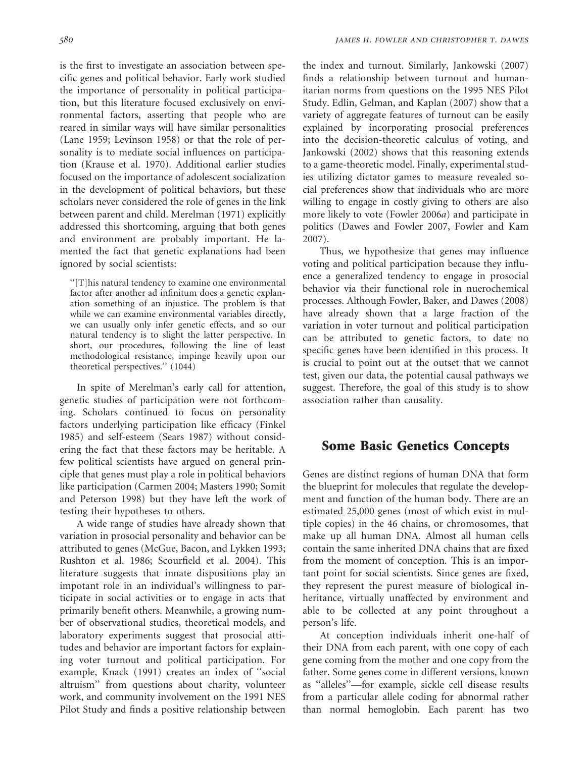is the first to investigate an association between specific genes and political behavior. Early work studied the importance of personality in political participation, but this literature focused exclusively on environmental factors, asserting that people who are reared in similar ways will have similar personalities (Lane 1959; Levinson 1958) or that the role of personality is to mediate social influences on participation (Krause et al. 1970). Additional earlier studies focused on the importance of adolescent socialization in the development of political behaviors, but these scholars never considered the role of genes in the link between parent and child. Merelman (1971) explicitly addressed this shortcoming, arguing that both genes and environment are probably important. He lamented the fact that genetic explanations had been ignored by social scientists:

> ''[T]his natural tendency to examine one environmental factor after another ad infinitum does a genetic explanation something of an injustice. The problem is that while we can examine environmental variables directly, we can usually only infer genetic effects, and so our natural tendency is to slight the latter perspective. In short, our procedures, following the line of least methodological resistance, impinge heavily upon our theoretical perspectives.'' (1044)

In spite of Merelman's early call for attention, genetic studies of participation were not forthcoming. Scholars continued to focus on personality factors underlying participation like efficacy (Finkel 1985) and self-esteem (Sears 1987) without considering the fact that these factors may be heritable. A few political scientists have argued on general principle that genes must play a role in political behaviors like participation (Carmen 2004; Masters 1990; Somit and Peterson 1998) but they have left the work of testing their hypotheses to others.

A wide range of studies have already shown that variation in prosocial personality and behavior can be attributed to genes (McGue, Bacon, and Lykken 1993; Rushton et al. 1986; Scourfield et al. 2004). This literature suggests that innate dispositions play an impotant role in an individual's willingness to participate in social activities or to engage in acts that primarily benefit others. Meanwhile, a growing number of observational studies, theoretical models, and laboratory experiments suggest that prosocial attitudes and behavior are important factors for explaining voter turnout and political participation. For example, Knack (1991) creates an index of ''social altruism'' from questions about charity, volunteer work, and community involvement on the 1991 NES Pilot Study and finds a positive relationship between the index and turnout. Similarly, Jankowski (2007) finds a relationship between turnout and humanitarian norms from questions on the 1995 NES Pilot Study. Edlin, Gelman, and Kaplan (2007) show that a variety of aggregate features of turnout can be easily explained by incorporating prosocial preferences into the decision-theoretic calculus of voting, and Jankowski (2002) shows that this reasoning extends to a game-theoretic model. Finally, experimental studies utilizing dictator games to measure revealed social preferences show that individuals who are more willing to engage in costly giving to others are also more likely to vote (Fowler 2006*a*) and participate in politics (Dawes and Fowler 2007, Fowler and Kam 2007).

Thus, we hypothesize that genes may influence voting and political participation because they influence a generalized tendency to engage in prosocial behavior via their functional role in nuerochemical processes. Although Fowler, Baker, and Dawes (2008) have already shown that a large fraction of the variation in voter turnout and political participation can be attributed to genetic factors, to date no specific genes have been identified in this process. It is crucial to point out at the outset that we cannot test, given our data, the potential causal pathways we suggest. Therefore, the goal of this study is to show association rather than causality.

## Some Basic Genetics Concepts

Genes are distinct regions of human DNA that form the blueprint for molecules that regulate the development and function of the human body. There are an estimated 25,000 genes (most of which exist in multiple copies) in the 46 chains, or chromosomes, that make up all human DNA. Almost all human cells contain the same inherited DNA chains that are fixed from the moment of conception. This is an important point for social scientists. Since genes are fixed, they represent the purest measure of biological inheritance, virtually unaffected by environment and able to be collected at any point throughout a person's life.

At conception individuals inherit one-half of their DNA from each parent, with one copy of each gene coming from the mother and one copy from the father. Some genes come in different versions, known as ''alleles''—for example, sickle cell disease results from a particular allele coding for abnormal rather than normal hemoglobin. Each parent has two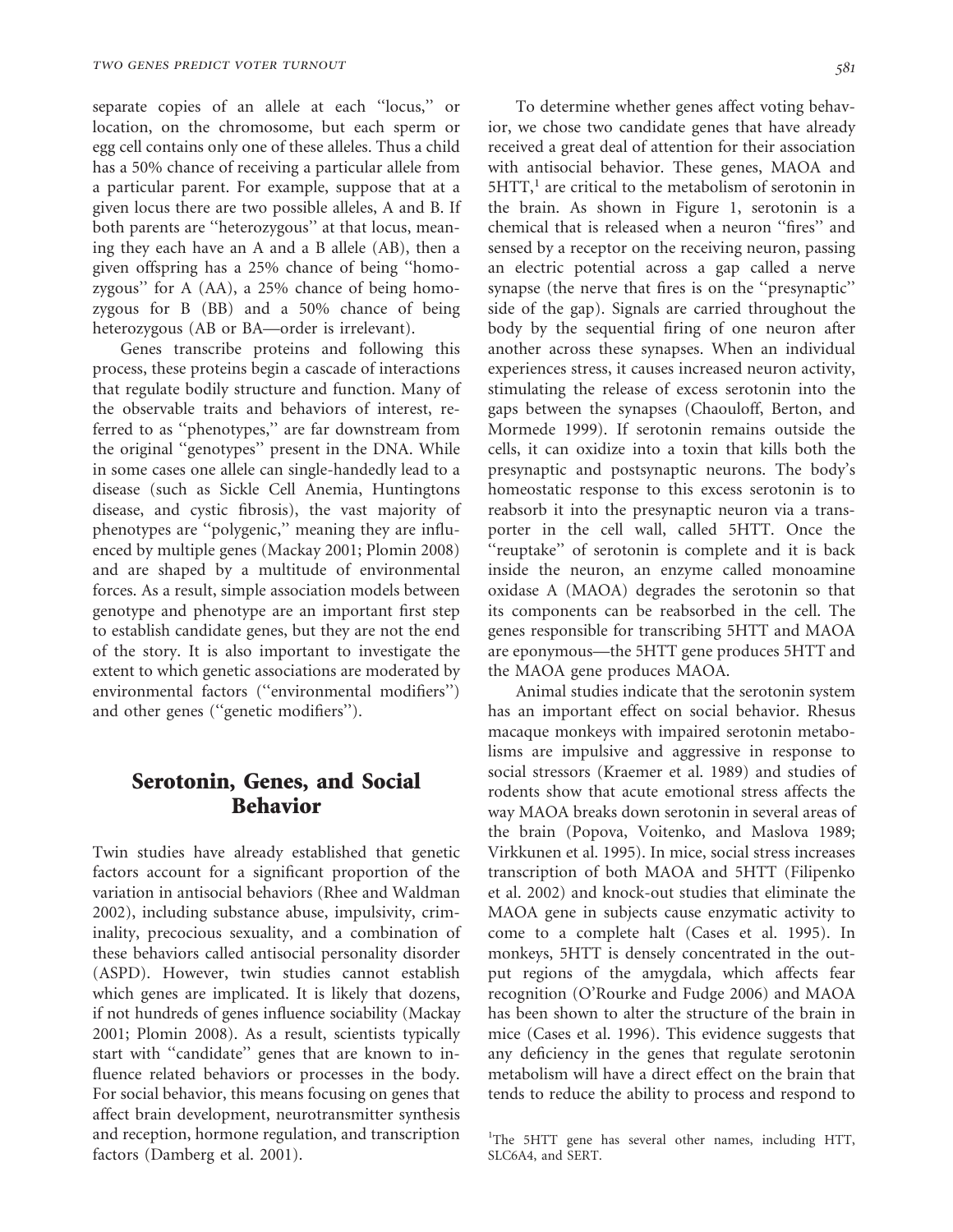separate copies of an allele at each ''locus,'' or location, on the chromosome, but each sperm or egg cell contains only one of these alleles. Thus a child has a 50% chance of receiving a particular allele from a particular parent. For example, suppose that at a given locus there are two possible alleles, A and B. If both parents are ''heterozygous'' at that locus, meaning they each have an A and a B allele (AB), then a given offspring has a 25% chance of being ''homozygous'' for A (AA), a 25% chance of being homozygous for B (BB) and a 50% chance of being heterozygous (AB or BA—order is irrelevant).

Genes transcribe proteins and following this process, these proteins begin a cascade of interactions that regulate bodily structure and function. Many of the observable traits and behaviors of interest, referred to as ''phenotypes,'' are far downstream from the original ''genotypes'' present in the DNA. While in some cases one allele can single-handedly lead to a disease (such as Sickle Cell Anemia, Huntingtons disease, and cystic fibrosis), the vast majority of phenotypes are ''polygenic,'' meaning they are influenced by multiple genes (Mackay 2001; Plomin 2008) and are shaped by a multitude of environmental forces. As a result, simple association models between genotype and phenotype are an important first step to establish candidate genes, but they are not the end of the story. It is also important to investigate the extent to which genetic associations are moderated by environmental factors (''environmental modifiers'') and other genes (''genetic modifiers'').

## Serotonin, Genes, and Social Behavior

Twin studies have already established that genetic factors account for a significant proportion of the variation in antisocial behaviors (Rhee and Waldman 2002), including substance abuse, impulsivity, criminality, precocious sexuality, and a combination of these behaviors called antisocial personality disorder (ASPD). However, twin studies cannot establish which genes are implicated. It is likely that dozens, if not hundreds of genes influence sociability (Mackay 2001; Plomin 2008). As a result, scientists typically start with ''candidate'' genes that are known to influence related behaviors or processes in the body. For social behavior, this means focusing on genes that affect brain development, neurotransmitter synthesis and reception, hormone regulation, and transcription factors (Damberg et al. 2001).

To determine whether genes affect voting behavior, we chose two candidate genes that have already received a great deal of attention for their association with antisocial behavior. These genes, MAOA and 5HTT,[1] are critical to the metabolism of serotonin in the brain. As shown in Figure 1, serotonin is a chemical that is released when a neuron ''fires'' and sensed by a receptor on the receiving neuron, passing an electric potential across a gap called a nerve synapse (the nerve that fires is on the ''presynaptic'' side of the gap). Signals are carried throughout the body by the sequential firing of one neuron after another across these synapses. When an individual experiences stress, it causes increased neuron activity, stimulating the release of excess serotonin into the gaps between the synapses (Chaouloff, Berton, and Mormede 1999). If serotonin remains outside the cells, it can oxidize into a toxin that kills both the presynaptic and postsynaptic neurons. The body's homeostatic response to this excess serotonin is to reabsorb it into the presynaptic neuron via a transporter in the cell wall, called 5HTT. Once the ''reuptake'' of serotonin is complete and it is back inside the neuron, an enzyme called monoamine oxidase A (MAOA) degrades the serotonin so that its components can be reabsorbed in the cell. The genes responsible for transcribing 5HTT and MAOA are eponymous—the 5HTT gene produces 5HTT and the MAOA gene produces MAOA.

Animal studies indicate that the serotonin system has an important effect on social behavior. Rhesus macaque monkeys with impaired serotonin metabolisms are impulsive and aggressive in response to social stressors (Kraemer et al. 1989) and studies of rodents show that acute emotional stress affects the way MAOA breaks down serotonin in several areas of the brain (Popova, Voitenko, and Maslova 1989; Virkkunen et al. 1995). In mice, social stress increases transcription of both MAOA and 5HTT (Filipenko et al. 2002) and knock-out studies that eliminate the MAOA gene in subjects cause enzymatic activity to come to a complete halt (Cases et al. 1995). In monkeys, 5HTT is densely concentrated in the output regions of the amygdala, which affects fear recognition (O'Rourke and Fudge 2006) and MAOA has been shown to alter the structure of the brain in mice (Cases et al. 1996). This evidence suggests that any deficiency in the genes that regulate serotonin metabolism will have a direct effect on the brain that tends to reduce the ability to process and respond to

[1]The 5HTT gene has several other names, including HTT, SLC6A4, and SERT.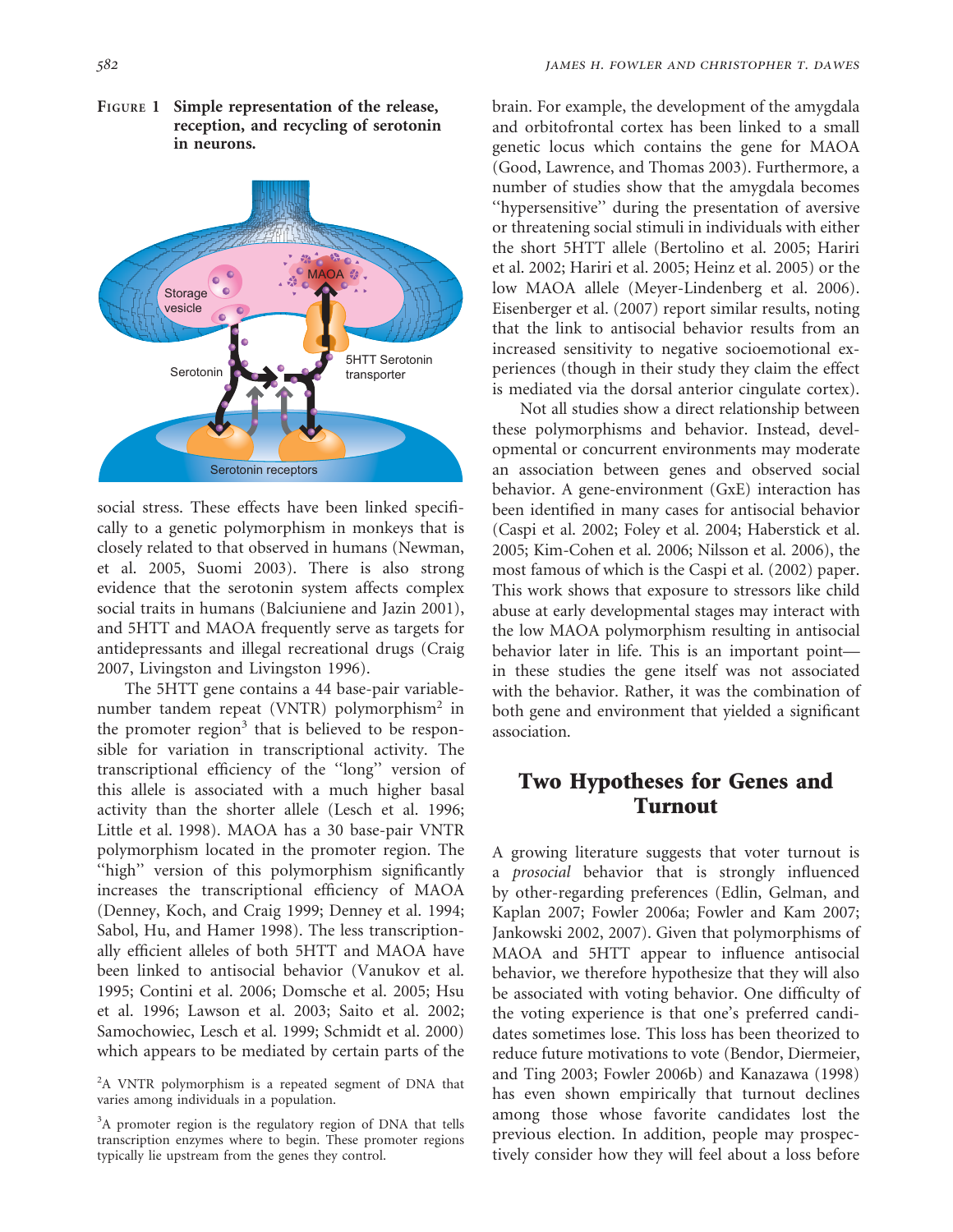**Figure 1 Simple representation of the release, reception, and recycling of serotonin in neurons.**

social stress. These effects have been linked specifically to a genetic polymorphism in monkeys that is closely related to that observed in humans (Newman, et al. 2005, Suomi 2003). There is also strong evidence that the serotonin system affects complex social traits in humans (Balciuniene and Jazin 2001), and 5HTT and MAOA frequently serve as targets for antidepressants and illegal recreational drugs (Craig 2007, Livingston and Livingston 1996).

The 5HTT gene contains a 44 base-pair variable-number tandem repeat (VNTR) polymorphism[2] in the promoter region[3] that is believed to be responsible for variation in transcriptional activity. The transcriptional efficiency of the "long" version of this allele is associated with a much higher basal activity than the shorter allele (Lesch et al. 1996; Little et al. 1998). MAOA has a 30 base-pair VNTR polymorphism located in the promoter region. The "high" version of this polymorphism significantly increases the transcriptional efficiency of MAOA (Denney, Koch, and Craig 1999; Denney et al. 1994; Sabol, Hu, and Hamer 1998). The less transcriptionally efficient alleles of both 5HTT and MAOA have been linked to antisocial behavior (Vanukov et al. 1995; Contini et al. 2006; Domsche et al. 2005; Hsu et al. 1996; Lawson et al. 2003; Saito et al. 2002; Samochowiec, Lesch et al. 1999; Schmidt et al. 2000) which appears to be mediated by certain parts of the brain. For example, the development of the amygdala and orbitofrontal cortex has been linked to a small genetic locus which contains the gene for MAOA (Good, Lawrence, and Thomas 2003). Furthermore, a number of studies show that the amygdala becomes "hypersensitive" during the presentation of aversive or threatening social stimuli in individuals with either the short 5HTT allele (Bertolino et al. 2005; Hariri et al. 2002; Hariri et al. 2005; Heinz et al. 2005) or the low MAOA allele (Meyer-Lindenberg et al. 2006). Eisenberger et al. (2007) report similar results, noting that the link to antisocial behavior results from an increased sensitivity to negative socioemotional experiences (though in their study they claim the effect is mediated via the dorsal anterior cingulate cortex).

Not all studies show a direct relationship between these polymorphisms and behavior. Instead, developmental or concurrent environments may moderate an association between genes and observed social behavior. A gene-environment (GxE) interaction has been identified in many cases for antisocial behavior (Caspi et al. 2002; Foley et al. 2004; Haberstick et al. 2005; Kim-Cohen et al. 2006; Nilsson et al. 2006), the most famous of which is the Caspi et al. (2002) paper. This work shows that exposure to stressors like child abuse at early developmental stages may interact with the low MAOA polymorphism resulting in antisocial behavior later in life. This is an important point—in these studies the gene itself was not associated with the behavior. Rather, it was the combination of both gene and environment that yielded a significant association.

## Two Hypotheses for Genes and Turnout

A growing literature suggests that voter turnout is a *prosocial* behavior that is strongly influenced by other-regarding preferences (Edlin, Gelman, and Kaplan 2007; Fowler 2006a; Fowler and Kam 2007; Jankowski 2002, 2007). Given that polymorphisms of MAOA and 5HTT appear to influence antisocial behavior, we therefore hypothesize that they will also be associated with voting behavior. One difficulty of the voting experience is that one's preferred candidates sometimes lose. This loss has been theorized to reduce future motivations to vote (Bendor, Diermeier, and Ting 2003; Fowler 2006b) and Kanazawa (1998) has even shown empirically that turnout declines among those whose favorite candidates lost the previous election. In addition, people may prospectively consider how they will feel about a loss before

[2]A VNTR polymorphism is a repeated segment of DNA that varies among individuals in a population.

[3]A promoter region is the regulatory region of DNA that tells transcription enzymes where to begin. These promoter regions typically lie upstream from the genes they control.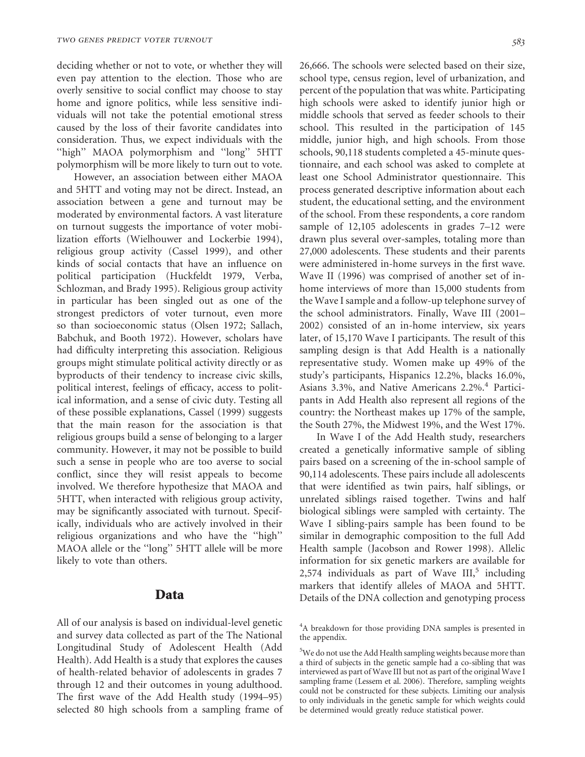deciding whether or not to vote, or whether they will even pay attention to the election. Those who are overly sensitive to social conflict may choose to stay home and ignore politics, while less sensitive individuals will not take the potential emotional stress caused by the loss of their favorite candidates into consideration. Thus, we expect individuals with the ''high'' MAOA polymorphism and ''long'' 5HTT polymorphism will be more likely to turn out to vote.

However, an association between either MAOA and 5HTT and voting may not be direct. Instead, an association between a gene and turnout may be moderated by environmental factors. A vast literature on turnout suggests the importance of voter mobilization efforts (Wielhouwer and Lockerbie 1994), religious group activity (Cassel 1999), and other kinds of social contacts that have an influence on political participation (Huckfeldt 1979, Verba, Schlozman, and Brady 1995). Religious group activity in particular has been singled out as one of the strongest predictors of voter turnout, even more so than socioeconomic status (Olsen 1972; Sallach, Babchuk, and Booth 1972). However, scholars have had difficulty interpreting this association. Religious groups might stimulate political activity directly or as byproducts of their tendency to increase civic skills, political interest, feelings of efficacy, access to political information, and a sense of civic duty. Testing all of these possible explanations, Cassel (1999) suggests that the main reason for the association is that religious groups build a sense of belonging to a larger community. However, it may not be possible to build such a sense in people who are too averse to social conflict, since they will resist appeals to become involved. We therefore hypothesize that MAOA and 5HTT, when interacted with religious group activity, may be significantly associated with turnout. Specifically, individuals who are actively involved in their religious organizations and who have the ''high'' MAOA allele or the ''long'' 5HTT allele will be more likely to vote than others.

## Data

All of our analysis is based on individual-level genetic and survey data collected as part of the The National Longitudinal Study of Adolescent Health (Add Health). Add Health is a study that explores the causes of health-related behavior of adolescents in grades 7 through 12 and their outcomes in young adulthood. The first wave of the Add Health study (1994–95) selected 80 high schools from a sampling frame of 26,666. The schools were selected based on their size, school type, census region, level of urbanization, and percent of the population that was white. Participating high schools were asked to identify junior high or middle schools that served as feeder schools to their school. This resulted in the participation of 145 middle, junior high, and high schools. From those schools, 90,118 students completed a 45-minute questionnaire, and each school was asked to complete at least one School Administrator questionnaire. This process generated descriptive information about each student, the educational setting, and the environment of the school. From these respondents, a core random sample of 12,105 adolescents in grades 7–12 were drawn plus several over-samples, totaling more than 27,000 adolescents. These students and their parents were administered in-home surveys in the first wave. Wave II (1996) was comprised of another set of in-home interviews of more than 15,000 students from the Wave I sample and a follow-up telephone survey of the school administrators. Finally, Wave III (2001–2002) consisted of an in-home interview, six years later, of 15,170 Wave I participants. The result of this sampling design is that Add Health is a nationally representative study. Women make up 49% of the study's participants, Hispanics 12.2%, blacks 16.0%, Asians 3.3%, and Native Americans 2.2%.[4] Participants in Add Health also represent all regions of the country: the Northeast makes up 17% of the sample, the South 27%, the Midwest 19%, and the West 17%.

In Wave I of the Add Health study, researchers created a genetically informative sample of sibling pairs based on a screening of the in-school sample of 90,114 adolescents. These pairs include all adolescents that were identified as twin pairs, half siblings, or unrelated siblings raised together. Twins and half biological siblings were sampled with certainty. The Wave I sibling-pairs sample has been found to be similar in demographic composition to the full Add Health sample (Jacobson and Rower 1998). Allelic information for six genetic markers are available for 2,574 individuals as part of Wave III,[5] including markers that identify alleles of MAOA and 5HTT. Details of the DNA collection and genotyping process

[4]A breakdown for those providing DNA samples is presented in the appendix.

[5]We do not use the Add Health sampling weights because more than a third of subjects in the genetic sample had a co-sibling that was interviewed as part of Wave III but not as part of the original Wave I sampling frame (Lessem et al. 2006). Therefore, sampling weights could not be constructed for these subjects. Limiting our analysis to only individuals in the genetic sample for which weights could be determined would greatly reduce statistical power.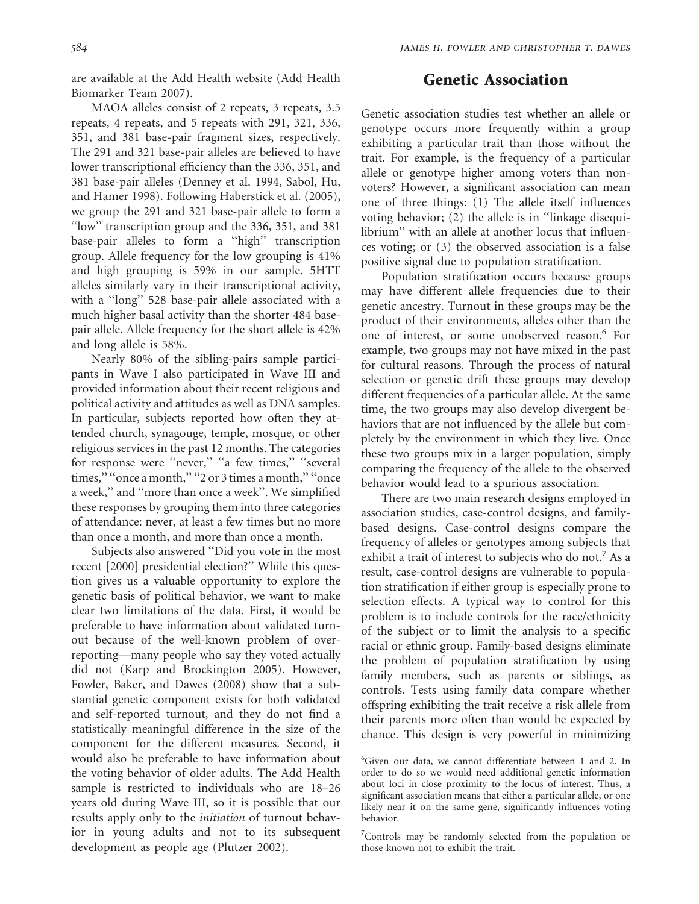are available at the Add Health website (Add Health Biomarker Team 2007).

MAOA alleles consist of 2 repeats, 3 repeats, 3.5 repeats, 4 repeats, and 5 repeats with 291, 321, 336, 351, and 381 base-pair fragment sizes, respectively. The 291 and 321 base-pair alleles are believed to have lower transcriptional efficiency than the 336, 351, and 381 base-pair alleles (Denney et al. 1994, Sabol, Hu, and Hamer 1998). Following Haberstick et al. (2005), we group the 291 and 321 base-pair allele to form a "low" transcription group and the 336, 351, and 381 base-pair alleles to form a "high" transcription group. Allele frequency for the low grouping is 41% and high grouping is 59% in our sample. 5HTT alleles similarly vary in their transcriptional activity, with a "long" 528 base-pair allele associated with a much higher basal activity than the shorter 484 base-pair allele. Allele frequency for the short allele is 42% and long allele is 58%.

Nearly 80% of the sibling-pairs sample participants in Wave I also participated in Wave III and provided information about their recent religious and political activity and attitudes as well as DNA samples. In particular, subjects reported how often they attended church, synagouge, temple, mosque, or other religious services in the past 12 months. The categories for response were "never," "a few times," "several times," "once a month," "2 or 3 times a month," "once a week," and "more than once a week". We simplified these responses by grouping them into three categories of attendance: never, at least a few times but no more than once a month, and more than once a month.

Subjects also answered "Did you vote in the most recent [2000] presidential election?" While this question gives us a valuable opportunity to explore the genetic basis of political behavior, we want to make clear two limitations of the data. First, it would be preferable to have information about validated turnout because of the well-known problem of overreporting—many people who say they voted actually did not (Karp and Brockington 2005). However, Fowler, Baker, and Dawes (2008) show that a substantial genetic component exists for both validated and self-reported turnout, and they do not find a statistically meaningful difference in the size of the component for the different measures. Second, it would also be preferable to have information about the voting behavior of older adults. The Add Health sample is restricted to individuals who are 18–26 years old during Wave III, so it is possible that our results apply only to the *initiation* of turnout behavior in young adults and not to its subsequent development as people age (Plutzer 2002).

## Genetic Association

Genetic association studies test whether an allele or genotype occurs more frequently within a group exhibiting a particular trait than those without the trait. For example, is the frequency of a particular allele or genotype higher among voters than nonvoters? However, a significant association can mean one of three things: (1) The allele itself influences voting behavior; (2) the allele is in "linkage disequilibrium" with an allele at another locus that influences voting; or (3) the observed association is a false positive signal due to population stratification.

Population stratification occurs because groups may have different allele frequencies due to their genetic ancestry. Turnout in these groups may be the product of their environments, alleles other than the one of interest, or some unobserved reason.[6] For example, two groups may not have mixed in the past for cultural reasons. Through the process of natural selection or genetic drift these groups may develop different frequencies of a particular allele. At the same time, the two groups may also develop divergent behaviors that are not influenced by the allele but completely by the environment in which they live. Once these two groups mix in a larger population, simply comparing the frequency of the allele to the observed behavior would lead to a spurious association.

There are two main research designs employed in association studies, case-control designs, and family-based designs. Case-control designs compare the frequency of alleles or genotypes among subjects that exhibit a trait of interest to subjects who do not.[7] As a result, case-control designs are vulnerable to population stratification if either group is especially prone to selection effects. A typical way to control for this problem is to include controls for the race/ethnicity of the subject or to limit the analysis to a specific racial or ethnic group. Family-based designs eliminate the problem of population stratification by using family members, such as parents or siblings, as controls. Tests using family data compare whether offspring exhibiting the trait receive a risk allele from their parents more often than would be expected by chance. This design is very powerful in minimizing

[6]Given our data, we cannot differentiate between 1 and 2. In order to do so we would need additional genetic information about loci in close proximity to the locus of interest. Thus, a significant association means that either a particular allele, or one likely near it on the same gene, significantly influences voting behavior.

[7]Controls may be randomly selected from the population or those known not to exhibit the trait.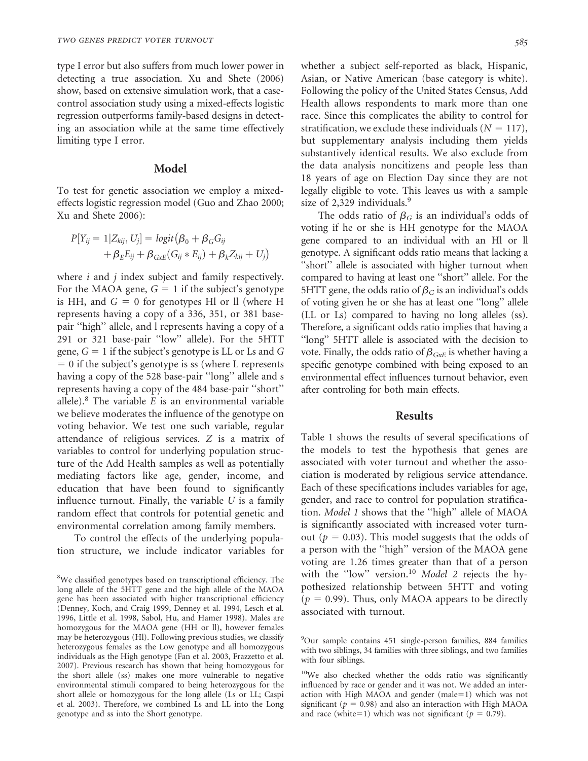type I error but also suffers from much lower power in detecting a true association. Xu and Shete (2006) show, based on extensive simulation work, that a case-control association study using a mixed-effects logistic regression outperforms family-based designs in detecting an association while at the same time effectively limiting type I error.

## Model

To test for genetic association we employ a mixed-effects logistic regression model (Guo and Zhao 2000; Xu and Shete 2006):

$$P[Y_{ij} = 1|Z_{kij}, U_j] = logit\big(\beta_0 + \beta_G G_{ij} + \beta_E E_{ij} + \beta_{GxE}(G_{ij} * E_{ij}) + \beta_k Z_{kij} + U_j\big)$$

where $i$ and $j$ index subject and family respectively. For the MAOA gene, $G = 1$ if the subject's genotype is HH, and $G = 0$ for genotypes Hl or ll (where H represents having a copy of a 336, 351, or 381 base-pair "high" allele, and l represents having a copy of a 291 or 321 base-pair "low" allele). For the 5HTT gene, $G = 1$ if the subject's genotype is LL or Ls and $G = 0$ if the subject's genotype is ss (where L represents having a copy of the 528 base-pair "long" allele and s represents having a copy of the 484 base-pair "short" allele).[8] The variable $E$ is an environmental variable we believe moderates the influence of the genotype on voting behavior. We test one such variable, regular attendance of religious services. $Z$ is a matrix of variables to control for underlying population structure of the Add Health samples as well as potentially mediating factors like age, gender, income, and education that have been found to significantly influence turnout. Finally, the variable $U$ is a family random effect that controls for potential genetic and environmental correlation among family members.

To control the effects of the underlying population structure, we include indicator variables for whether a subject self-reported as black, Hispanic, Asian, or Native American (base category is white). Following the policy of the United States Census, Add Health allows respondents to mark more than one race. Since this complicates the ability to control for stratification, we exclude these individuals ($N = 117$), but supplementary analysis including them yields substantively identical results. We also exclude from the data analysis noncitizens and people less than 18 years of age on Election Day since they are not legally eligible to vote. This leaves us with a sample size of 2,329 individuals.[9]

The odds ratio of $\beta_G$ is an individual's odds of voting if he or she is HH genotype for the MAOA gene compared to an individual with an Hl or ll genotype. A significant odds ratio means that lacking a "short" allele is associated with higher turnout when compared to having at least one "short" allele. For the 5HTT gene, the odds ratio of $\beta_G$ is an individual's odds of voting given he or she has at least one "long" allele (LL or Ls) compared to having no long alleles (ss). Therefore, a significant odds ratio implies that having a "long" 5HTT allele is associated with the decision to vote. Finally, the odds ratio of $\beta_{GxE}$ is whether having a specific genotype combined with being exposed to an environmental effect influences turnout behavior, even after controling for both main effects.

## Results

Table 1 shows the results of several specifications of the models to test the hypothesis that genes are associated with voter turnout and whether the association is moderated by religious service attendance. Each of these specifications includes variables for age, gender, and race to control for population stratification. *Model 1* shows that the "high" allele of MAOA is significantly associated with increased voter turnout ($p = 0.03$). This model suggests that the odds of a person with the "high" version of the MAOA gene voting are 1.26 times greater than that of a person with the "low" version.[10] *Model 2* rejects the hypothesized relationship between 5HTT and voting ($p = 0.99$). Thus, only MAOA appears to be directly associated with turnout.

[8]We classified genotypes based on transcriptional efficiency. The long allele of the 5HTT gene and the high allele of the MAOA gene has been associated with higher transcriptional efficiency (Denney, Koch, and Craig 1999, Denney et al. 1994, Lesch et al. 1996, Little et al. 1998, Sabol, Hu, and Hamer 1998). Males are homozygous for the MAOA gene (HH or ll), however females may be heterozygous (Hl). Following previous studies, we classify heterozygous females as the Low genotype and all homozygous individuals as the High genotype (Fan et al. 2003, Frazzetto et al. 2007). Previous research has shown that being homozygous for the short allele (ss) makes one more vulnerable to negative environmental stimuli compared to being heterozygous for the short allele or homozygous for the long allele (Ls or LL; Caspi et al. 2003). Therefore, we combined Ls and LL into the Long genotype and ss into the Short genotype.

[9]Our sample contains 451 single-person families, 884 families with two siblings, 34 families with three siblings, and two families with four siblings.

[10]We also checked whether the odds ratio was significantly influenced by race or gender and it was not. We added an interaction with High MAOA and gender (male=1) which was not significant ($p = 0.98$) and also an interaction with High MAOA and race (white=1) which was not significant ($p = 0.79$).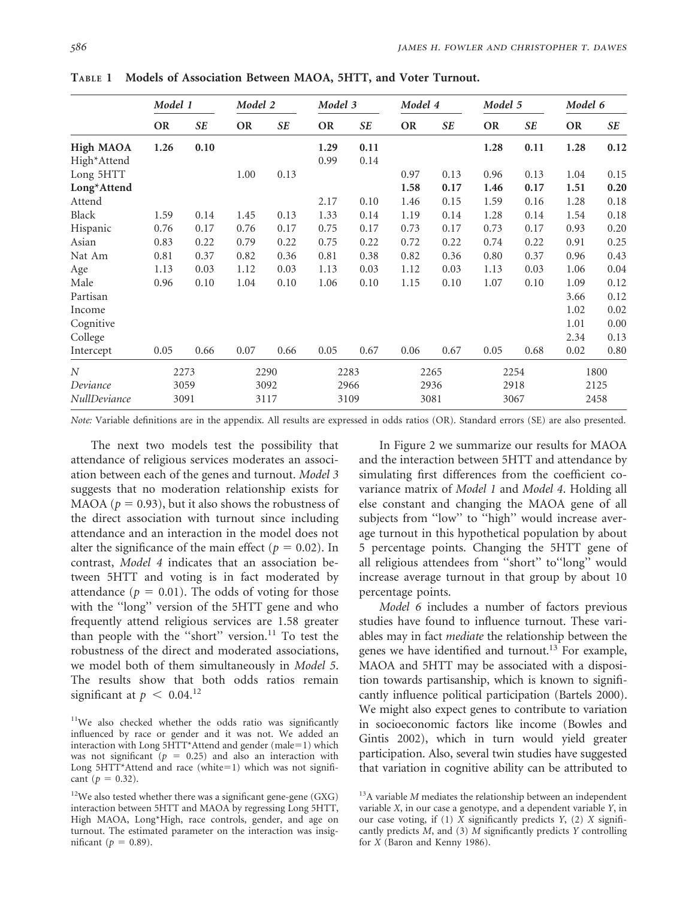**Table 1 Models of Association Between MAOA, 5HTT, and Voter Turnout.**

| | *Model 1* | | *Model 2* | | *Model 3* | | *Model 4* | | *Model 5* | | *Model 6* | |
|---|---|---|---|---|---|---|---|---|---|---|---|---|
| | **OR** | ***SE*** | **OR** | ***SE*** | **OR** | ***SE*** | **OR** | ***SE*** | **OR** | ***SE*** | **OR** | ***SE*** |
| **High MAOA** | **1.26** | **0.10** | | | **1.29** | **0.11** | | | **1.28** | **0.11** | **1.28** | **0.12** |
| High*Attend | | | | | 0.99 | 0.14 | | | | | | |
| Long 5HTT | | | 1.00 | 0.13 | | | 0.97 | 0.13 | 0.96 | 0.13 | 1.04 | 0.15 |
| **Long*Attend** | | | | | | | **1.58** | **0.17** | **1.46** | **0.17** | **1.51** | **0.20** |
| Attend | | | | | 2.17 | 0.10 | 1.46 | 0.15 | 1.59 | 0.16 | 1.28 | 0.18 |
| Black | 1.59 | 0.14 | 1.45 | 0.13 | 1.33 | 0.14 | 1.19 | 0.14 | 1.28 | 0.14 | 1.54 | 0.18 |
| Hispanic | 0.76 | 0.17 | 0.76 | 0.17 | 0.75 | 0.17 | 0.73 | 0.17 | 0.73 | 0.17 | 0.93 | 0.20 |
| Asian | 0.83 | 0.22 | 0.79 | 0.22 | 0.75 | 0.22 | 0.72 | 0.22 | 0.74 | 0.22 | 0.91 | 0.25 |
| Nat Am | 0.81 | 0.37 | 0.82 | 0.36 | 0.81 | 0.38 | 0.82 | 0.36 | 0.80 | 0.37 | 0.96 | 0.43 |
| Age | 1.13 | 0.03 | 1.12 | 0.03 | 1.13 | 0.03 | 1.12 | 0.03 | 1.13 | 0.03 | 1.06 | 0.04 |
| Male | 0.96 | 0.10 | 1.04 | 0.10 | 1.06 | 0.10 | 1.15 | 0.10 | 1.07 | 0.10 | 1.09 | 0.12 |
| Partisan | | | | | | | | | | | 3.66 | 0.12 |
| Income | | | | | | | | | | | 1.02 | 0.02 |
| Cognitive | | | | | | | | | | | 1.01 | 0.00 |
| College | | | | | | | | | | | 2.34 | 0.13 |
| Intercept | 0.05 | 0.66 | 0.07 | 0.66 | 0.05 | 0.67 | 0.06 | 0.67 | 0.05 | 0.68 | 0.02 | 0.80 |
| *N* | 2273 | | 2290 | | 2283 | | 2265 | | 2254 | | 1800 | |
| *Deviance* | 3059 | | 3092 | | 2966 | | 2936 | | 2918 | | 2125 | |
| *NullDeviance* | 3091 | | 3117 | | 3109 | | 3081 | | 3067 | | 2458 | |

*Note:* Variable definitions are in the appendix. All results are expressed in odds ratios (OR). Standard errors (SE) are also presented.

The next two models test the possibility that attendance of religious services moderates an association between each of the genes and turnout. *Model 3* suggests that no moderation relationship exists for MAOA ($p = 0.93$), but it also shows the robustness of the direct association with turnout since including attendance and an interaction in the model does not alter the significance of the main effect ($p = 0.02$). In contrast, *Model 4* indicates that an association between 5HTT and voting is in fact moderated by attendance ($p = 0.01$). The odds of voting for those with the ''long'' version of the 5HTT gene and who frequently attend religious services are 1.58 greater than people with the ''short'' version.[11] To test the robustness of the direct and moderated associations, we model both of them simultaneously in *Model 5*. The results show that both odds ratios remain significant at $p < 0.04$.[12]

In Figure 2 we summarize our results for MAOA and the interaction between 5HTT and attendance by simulating first differences from the coefficient covariance matrix of *Model 1* and *Model 4*. Holding all else constant and changing the MAOA gene of all subjects from ''low'' to ''high'' would increase average turnout in this hypothetical population by about 5 percentage points. Changing the 5HTT gene of all religious attendees from ''short'' to''long'' would increase average turnout in that group by about 10 percentage points.

*Model 6* includes a number of factors previous studies have found to influence turnout. These variables may in fact *mediate* the relationship between the genes we have identified and turnout.[13] For example, MAOA and 5HTT may be associated with a disposition towards partisanship, which is known to significantly influence political participation (Bartels 2000). We might also expect genes to contribute to variation in socioeconomic factors like income (Bowles and Gintis 2002), which in turn would yield greater participation. Also, several twin studies have suggested that variation in cognitive ability can be attributed to

[11]We also checked whether the odds ratio was significantly influenced by race or gender and it was not. We added an interaction with Long 5HTT*Attend and gender (male=1) which was not significant ($p = 0.25$) and also an interaction with Long 5HTT*Attend and race (white=1) which was not significant ($p = 0.32$).

[12]We also tested whether there was a significant gene-gene (GXG) interaction between 5HTT and MAOA by regressing Long 5HTT, High MAOA, Long*High, race controls, gender, and age on turnout. The estimated parameter on the interaction was insignificant ($p = 0.89$).

[13]A variable $M$ mediates the relationship between an independent variable $X$, in our case a genotype, and a dependent variable $Y$, in our case voting, if (1) $X$ significantly predicts $Y$, (2) $X$ significantly predicts $M$, and (3) $M$ significantly predicts $Y$ controlling for $X$ (Baron and Kenny 1986).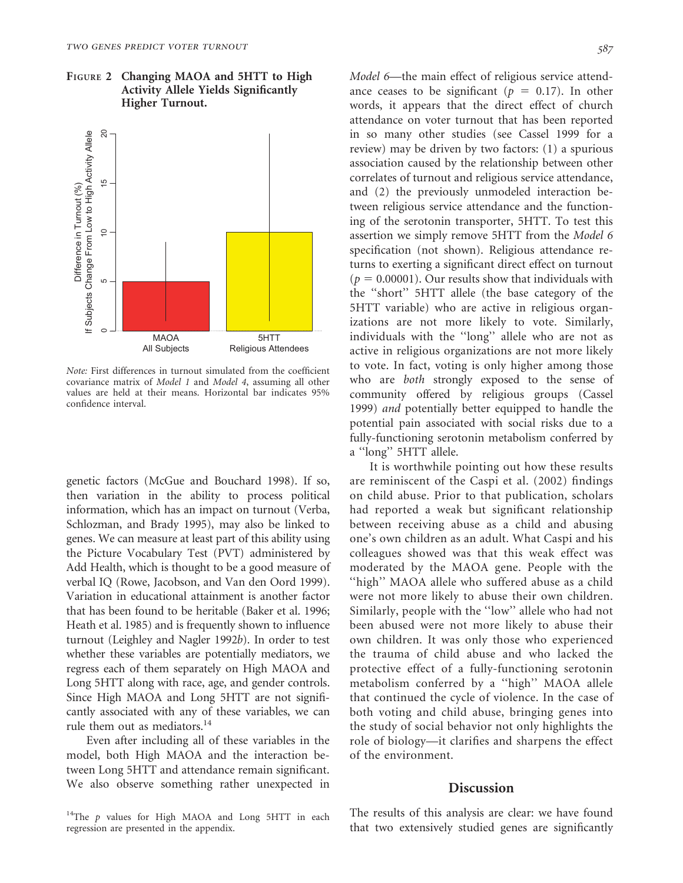**Figure 2 Changing MAOA and 5HTT to High Activity Allele Yields Significantly Higher Turnout.**

*Note:* First differences in turnout simulated from the coefficient covariance matrix of *Model 1* and *Model 4*, assuming all other values are held at their means. Horizontal bar indicates 95% confidence interval.

genetic factors (McGue and Bouchard 1998). If so, then variation in the ability to process political information, which has an impact on turnout (Verba, Schlozman, and Brady 1995), may also be linked to genes. We can measure at least part of this ability using the Picture Vocabulary Test (PVT) administered by Add Health, which is thought to be a good measure of verbal IQ (Rowe, Jacobson, and Van den Oord 1999). Variation in educational attainment is another factor that has been found to be heritable (Baker et al. 1996; Heath et al. 1985) and is frequently shown to influence turnout (Leighley and Nagler 1992*b*). In order to test whether these variables are potentially mediators, we regress each of them separately on High MAOA and Long 5HTT along with race, age, and gender controls. Since High MAOA and Long 5HTT are not significantly associated with any of these variables, we can rule them out as mediators.[14]

Even after including all of these variables in the model, both High MAOA and the interaction between Long 5HTT and attendance remain significant. We also observe something rather unexpected in *Model 6*—the main effect of religious service attendance ceases to be significant ($p = 0.17$). In other words, it appears that the direct effect of church attendance on voter turnout that has been reported in so many other studies (see Cassel 1999 for a review) may be driven by two factors: (1) a spurious association caused by the relationship between other correlates of turnout and religious service attendance, and (2) the previously unmodeled interaction between religious service attendance and the functioning of the serotonin transporter, 5HTT. To test this assertion we simply remove 5HTT from the *Model 6* specification (not shown). Religious attendance returns to exerting a significant direct effect on turnout ($p = 0.00001$). Our results show that individuals with the ''short'' 5HTT allele (the base category of the 5HTT variable) who are active in religious organizations are not more likely to vote. Similarly, individuals with the ''long'' allele who are not as active in religious organizations are not more likely to vote. In fact, voting is only higher among those who are *both* strongly exposed to the sense of community offered by religious groups (Cassel 1999) *and* potentially better equipped to handle the potential pain associated with social risks due to a fully-functioning serotonin metabolism conferred by a ''long'' 5HTT allele.

It is worthwhile pointing out how these results are reminiscent of the Caspi et al. (2002) findings on child abuse. Prior to that publication, scholars had reported a weak but significant relationship between receiving abuse as a child and abusing one's own children as an adult. What Caspi and his colleagues showed was that this weak effect was moderated by the MAOA gene. People with the ''high'' MAOA allele who suffered abuse as a child were not more likely to abuse their own children. Similarly, people with the ''low'' allele who had not been abused were not more likely to abuse their own children. It was only those who experienced the trauma of child abuse and who lacked the protective effect of a fully-functioning serotonin metabolism conferred by a ''high'' MAOA allele that continued the cycle of violence. In the case of both voting and child abuse, bringing genes into the study of social behavior not only highlights the role of biology—it clarifies and sharpens the effect of the environment.

## Discussion

The results of this analysis are clear: we have found that two extensively studied genes are significantly

[14] The $p$ values for High MAOA and Long 5HTT in each regression are presented in the appendix.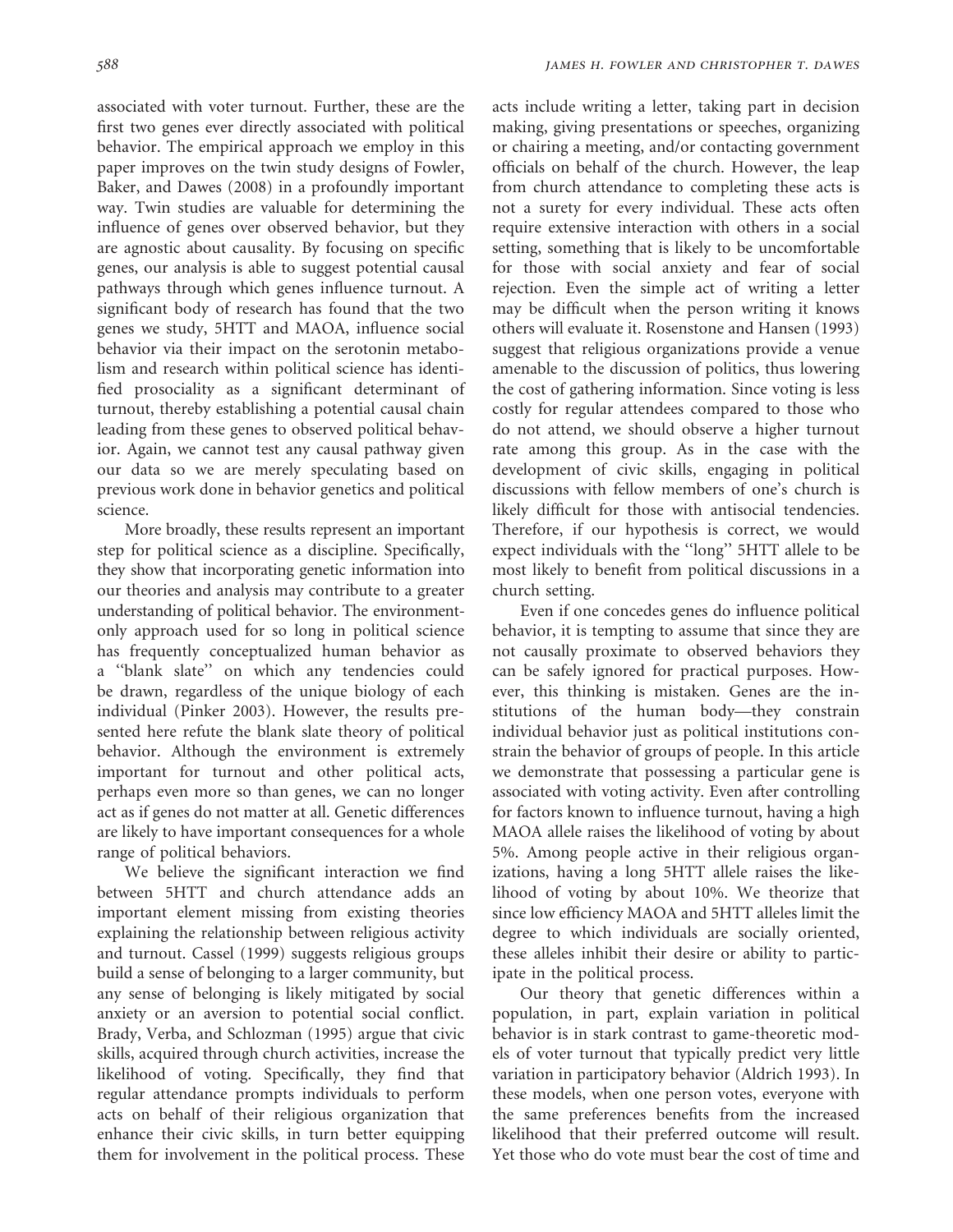associated with voter turnout. Further, these are the first two genes ever directly associated with political behavior. The empirical approach we employ in this paper improves on the twin study designs of Fowler, Baker, and Dawes (2008) in a profoundly important way. Twin studies are valuable for determining the influence of genes over observed behavior, but they are agnostic about causality. By focusing on specific genes, our analysis is able to suggest potential causal pathways through which genes influence turnout. A significant body of research has found that the two genes we study, 5HTT and MAOA, influence social behavior via their impact on the serotonin metabolism and research within political science has identified prosociality as a significant determinant of turnout, thereby establishing a potential causal chain leading from these genes to observed political behavior. Again, we cannot test any causal pathway given our data so we are merely speculating based on previous work done in behavior genetics and political science.

More broadly, these results represent an important step for political science as a discipline. Specifically, they show that incorporating genetic information into our theories and analysis may contribute to a greater understanding of political behavior. The environment-only approach used for so long in political science has frequently conceptualized human behavior as a ''blank slate'' on which any tendencies could be drawn, regardless of the unique biology of each individual (Pinker 2003). However, the results presented here refute the blank slate theory of political behavior. Although the environment is extremely important for turnout and other political acts, perhaps even more so than genes, we can no longer act as if genes do not matter at all. Genetic differences are likely to have important consequences for a whole range of political behaviors.

We believe the significant interaction we find between 5HTT and church attendance adds an important element missing from existing theories explaining the relationship between religious activity and turnout. Cassel (1999) suggests religious groups build a sense of belonging to a larger community, but any sense of belonging is likely mitigated by social anxiety or an aversion to potential social conflict. Brady, Verba, and Schlozman (1995) argue that civic skills, acquired through church activities, increase the likelihood of voting. Specifically, they find that regular attendance prompts individuals to perform acts on behalf of their religious organization that enhance their civic skills, in turn better equipping them for involvement in the political process. These acts include writing a letter, taking part in decision making, giving presentations or speeches, organizing or chairing a meeting, and/or contacting government officials on behalf of the church. However, the leap from church attendance to completing these acts is not a surety for every individual. These acts often require extensive interaction with others in a social setting, something that is likely to be uncomfortable for those with social anxiety and fear of social rejection. Even the simple act of writing a letter may be difficult when the person writing it knows others will evaluate it. Rosenstone and Hansen (1993) suggest that religious organizations provide a venue amenable to the discussion of politics, thus lowering the cost of gathering information. Since voting is less costly for regular attendees compared to those who do not attend, we should observe a higher turnout rate among this group. As in the case with the development of civic skills, engaging in political discussions with fellow members of one's church is likely difficult for those with antisocial tendencies. Therefore, if our hypothesis is correct, we would expect individuals with the ''long'' 5HTT allele to be most likely to benefit from political discussions in a church setting.

Even if one concedes genes do influence political behavior, it is tempting to assume that since they are not causally proximate to observed behaviors they can be safely ignored for practical purposes. However, this thinking is mistaken. Genes are the institutions of the human body—they constrain individual behavior just as political institutions constrain the behavior of groups of people. In this article we demonstrate that possessing a particular gene is associated with voting activity. Even after controlling for factors known to influence turnout, having a high MAOA allele raises the likelihood of voting by about 5%. Among people active in their religious organizations, having a long 5HTT allele raises the likelihood of voting by about 10%. We theorize that since low efficiency MAOA and 5HTT alleles limit the degree to which individuals are socially oriented, these alleles inhibit their desire or ability to participate in the political process.

Our theory that genetic differences within a population, in part, explain variation in political behavior is in stark contrast to game-theoretic models of voter turnout that typically predict very little variation in participatory behavior (Aldrich 1993). In these models, when one person votes, everyone with the same preferences benefits from the increased likelihood that their preferred outcome will result. Yet those who do vote must bear the cost of time and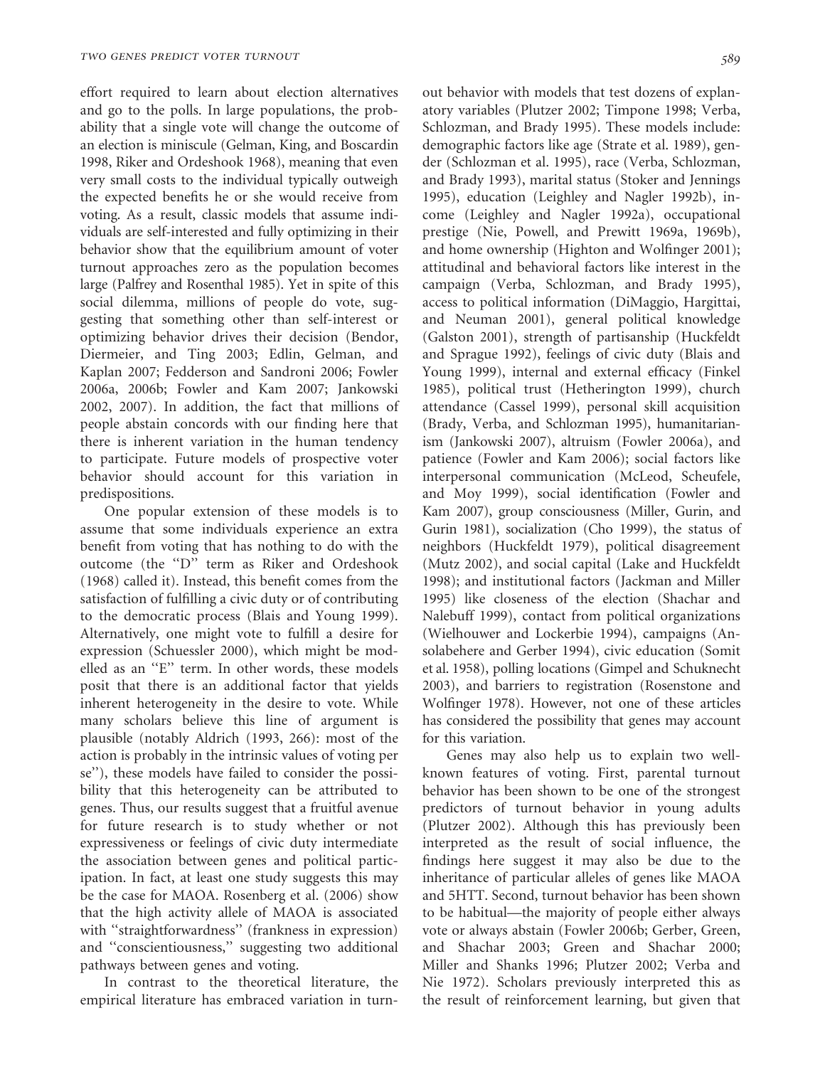effort required to learn about election alternatives and go to the polls. In large populations, the probability that a single vote will change the outcome of an election is miniscule (Gelman, King, and Boscardin 1998, Riker and Ordeshook 1968), meaning that even very small costs to the individual typically outweigh the expected benefits he or she would receive from voting. As a result, classic models that assume individuals are self-interested and fully optimizing in their behavior show that the equilibrium amount of voter turnout approaches zero as the population becomes large (Palfrey and Rosenthal 1985). Yet in spite of this social dilemma, millions of people do vote, suggesting that something other than self-interest or optimizing behavior drives their decision (Bendor, Diermeier, and Ting 2003; Edlin, Gelman, and Kaplan 2007; Fedderson and Sandroni 2006; Fowler 2006a, 2006b; Fowler and Kam 2007; Jankowski 2002, 2007). In addition, the fact that millions of people abstain concords with our finding here that there is inherent variation in the human tendency to participate. Future models of prospective voter behavior should account for this variation in predispositions.

One popular extension of these models is to assume that some individuals experience an extra benefit from voting that has nothing to do with the outcome (the ''D'' term as Riker and Ordeshook (1968) called it). Instead, this benefit comes from the satisfaction of fulfilling a civic duty or of contributing to the democratic process (Blais and Young 1999). Alternatively, one might vote to fulfill a desire for expression (Schuessler 2000), which might be modelled as an ''E'' term. In other words, these models posit that there is an additional factor that yields inherent heterogeneity in the desire to vote. While many scholars believe this line of argument is plausible (notably Aldrich (1993, 266): most of the action is probably in the intrinsic values of voting per se''), these models have failed to consider the possibility that this heterogeneity can be attributed to genes. Thus, our results suggest that a fruitful avenue for future research is to study whether or not expressiveness or feelings of civic duty intermediate the association between genes and political participation. In fact, at least one study suggests this may be the case for MAOA. Rosenberg et al. (2006) show that the high activity allele of MAOA is associated with ''straightforwardness'' (frankness in expression) and ''conscientiousness,'' suggesting two additional pathways between genes and voting.

In contrast to the theoretical literature, the empirical literature has embraced variation in turnout behavior with models that test dozens of explanatory variables (Plutzer 2002; Timpone 1998; Verba, Schlozman, and Brady 1995). These models include: demographic factors like age (Strate et al. 1989), gender (Schlozman et al. 1995), race (Verba, Schlozman, and Brady 1993), marital status (Stoker and Jennings 1995), education (Leighley and Nagler 1992b), income (Leighley and Nagler 1992a), occupational prestige (Nie, Powell, and Prewitt 1969a, 1969b), and home ownership (Highton and Wolfinger 2001); attitudinal and behavioral factors like interest in the campaign (Verba, Schlozman, and Brady 1995), access to political information (DiMaggio, Hargittai, and Neuman 2001), general political knowledge (Galston 2001), strength of partisanship (Huckfeldt and Sprague 1992), feelings of civic duty (Blais and Young 1999), internal and external efficacy (Finkel 1985), political trust (Hetherington 1999), church attendance (Cassel 1999), personal skill acquisition (Brady, Verba, and Schlozman 1995), humanitarianism (Jankowski 2007), altruism (Fowler 2006a), and patience (Fowler and Kam 2006); social factors like interpersonal communication (McLeod, Scheufele, and Moy 1999), social identification (Fowler and Kam 2007), group consciousness (Miller, Gurin, and Gurin 1981), socialization (Cho 1999), the status of neighbors (Huckfeldt 1979), political disagreement (Mutz 2002), and social capital (Lake and Huckfeldt 1998); and institutional factors (Jackman and Miller 1995) like closeness of the election (Shachar and Nalebuff 1999), contact from political organizations (Wielhouwer and Lockerbie 1994), campaigns (Ansolabehere and Gerber 1994), civic education (Somit et al. 1958), polling locations (Gimpel and Schuknecht 2003), and barriers to registration (Rosenstone and Wolfinger 1978). However, not one of these articles has considered the possibility that genes may account for this variation.

Genes may also help us to explain two well-known features of voting. First, parental turnout behavior has been shown to be one of the strongest predictors of turnout behavior in young adults (Plutzer 2002). Although this has previously been interpreted as the result of social influence, the findings here suggest it may also be due to the inheritance of particular alleles of genes like MAOA and 5HTT. Second, turnout behavior has been shown to be habitual—the majority of people either always vote or always abstain (Fowler 2006b; Gerber, Green, and Shachar 2003; Green and Shachar 2000; Miller and Shanks 1996; Plutzer 2002; Verba and Nie 1972). Scholars previously interpreted this as the result of reinforcement learning, but given that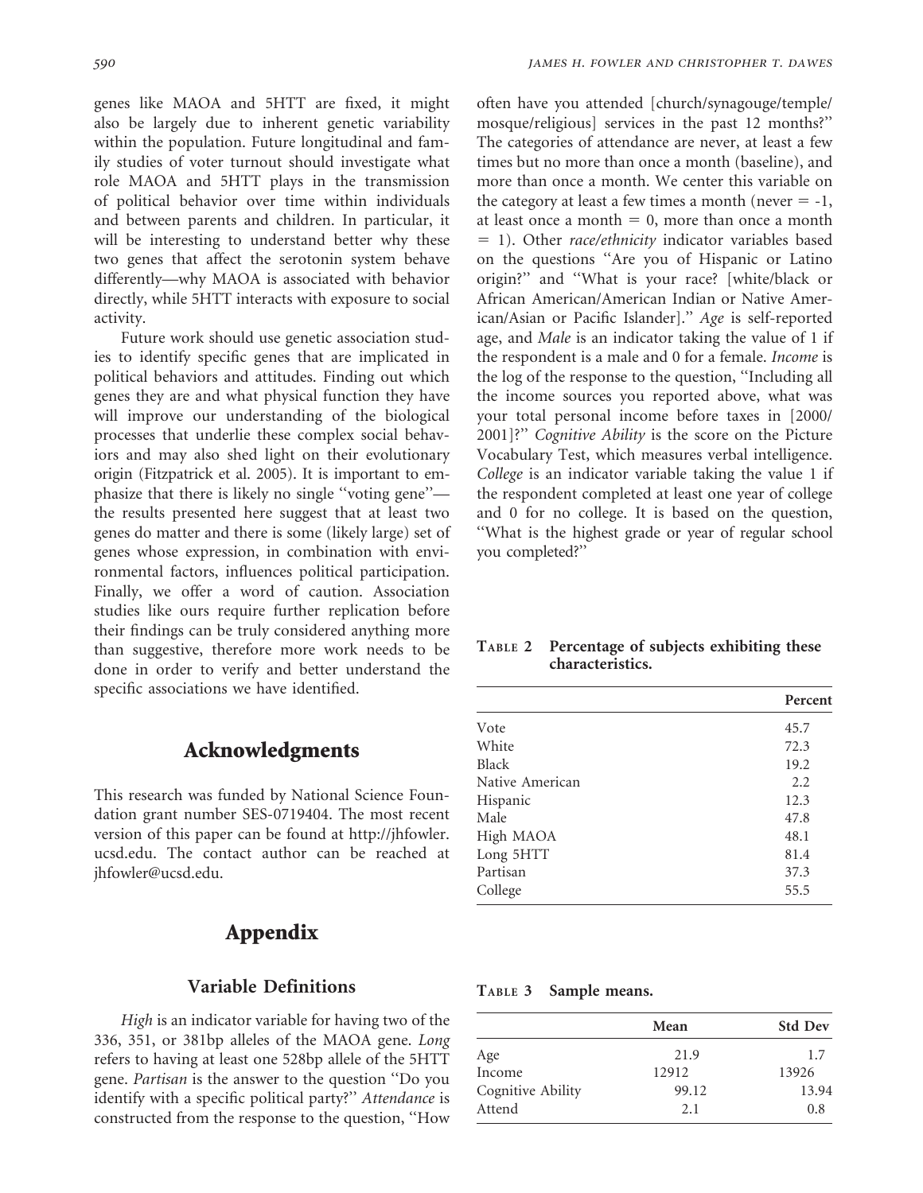genes like MAOA and 5HTT are fixed, it might also be largely due to inherent genetic variability within the population. Future longitudinal and family studies of voter turnout should investigate what role MAOA and 5HTT plays in the transmission of political behavior over time within individuals and between parents and children. In particular, it will be interesting to understand better why these two genes that affect the serotonin system behave differently—why MAOA is associated with behavior directly, while 5HTT interacts with exposure to social activity.

Future work should use genetic association studies to identify specific genes that are implicated in political behaviors and attitudes. Finding out which genes they are and what physical function they have will improve our understanding of the biological processes that underlie these complex social behaviors and may also shed light on their evolutionary origin (Fitzpatrick et al. 2005). It is important to emphasize that there is likely no single ''voting gene''—the results presented here suggest that at least two genes do matter and there is some (likely large) set of genes whose expression, in combination with environmental factors, influences political participation. Finally, we offer a word of caution. Association studies like ours require further replication before their findings can be truly considered anything more than suggestive, therefore more work needs to be done in order to verify and better understand the specific associations we have identified.

## Acknowledgments

This research was funded by National Science Foundation grant number SES-0719404. The most recent version of this paper can be found at http://jhfowler.ucsd.edu. The contact author can be reached at jhfowler@ucsd.edu.

## Appendix

### Variable Definitions

*High* is an indicator variable for having two of the 336, 351, or 381bp alleles of the MAOA gene. *Long* refers to having at least one 528bp allele of the 5HTT gene. *Partisan* is the answer to the question ''Do you identify with a specific political party?'' *Attendance* is constructed from the response to the question, ''How often have you attended [church/synagouge/temple/mosque/religious] services in the past 12 months?'' The categories of attendance are never, at least a few times but no more than once a month (baseline), and more than once a month. We center this variable on the category at least a few times a month (never = -1, at least once a month = 0, more than once a month = 1). Other *race/ethnicity* indicator variables based on the questions ''Are you of Hispanic or Latino origin?'' and ''What is your race? [white/black or African American/American Indian or Native American/Asian or Pacific Islander].'' *Age* is self-reported age, and *Male* is an indicator taking the value of 1 if the respondent is a male and 0 for a female. *Income* is the log of the response to the question, ''Including all the income sources you reported above, what was your total personal income before taxes in [2000/2001]?'' *Cognitive Ability* is the score on the Picture Vocabulary Test, which measures verbal intelligence. *College* is an indicator variable taking the value 1 if the respondent completed at least one year of college and 0 for no college. It is based on the question, ''What is the highest grade or year of regular school you completed?''

**Table 2** Percentage of subjects exhibiting these characteristics.

| | Percent |
|---|---|
| Vote | 45.7 |
| White | 72.3 |
| Black | 19.2 |
| Native American | 2.2 |
| Hispanic | 12.3 |
| Male | 47.8 |
| High MAOA | 48.1 |
| Long 5HTT | 81.4 |
| Partisan | 37.3 |
| College | 55.5 |

**Table 3** Sample means.

| | Mean | Std Dev |
|---|---|---|
| Age | 21.9 | 1.7 |
| Income | 12912 | 13926 |
| Cognitive Ability | 99.12 | 13.94 |
| Attend | 2.1 | 0.8 |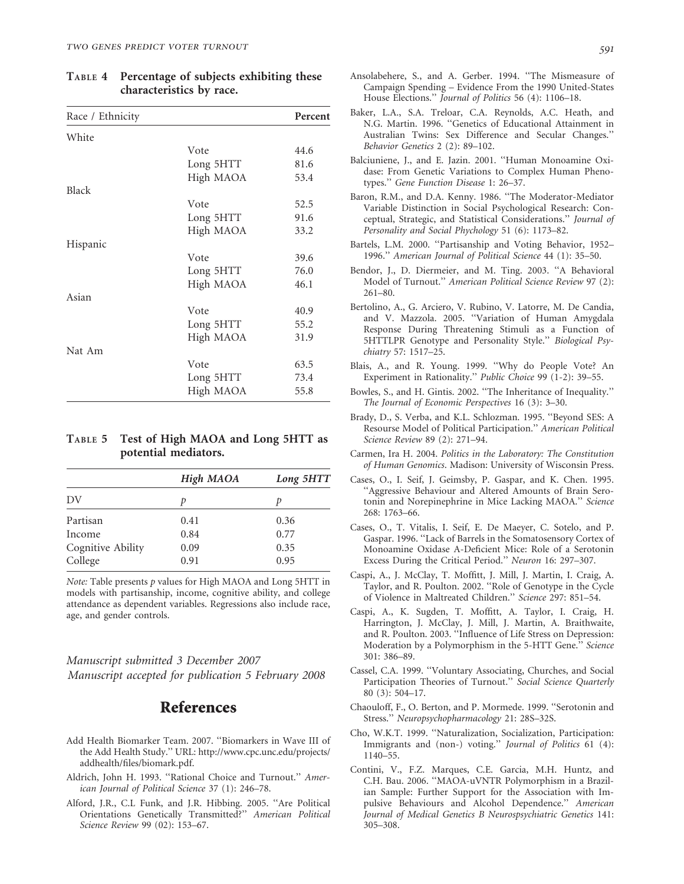**Table 4 Percentage of subjects exhibiting these characteristics by race.**

| Race / Ethnicity | | Percent |
|---|---|---|
| White | | |
| | Vote | 44.6 |
| | Long 5HTT | 81.6 |
| | High MAOA | 53.4 |
| Black | | |
| | Vote | 52.5 |
| | Long 5HTT | 91.6 |
| | High MAOA | 33.2 |
| Hispanic | | |
| | Vote | 39.6 |
| | Long 5HTT | 76.0 |
| | High MAOA | 46.1 |
| Asian | | |
| | Vote | 40.9 |
| | Long 5HTT | 55.2 |
| | High MAOA | 31.9 |
| Nat Am | | |
| | Vote | 63.5 |
| | Long 5HTT | 73.4 |
| | High MAOA | 55.8 |

**Table 5 Test of High MAOA and Long 5HTT as potential mediators.**

| | *High MAOA* | *Long 5HTT* |
|---|---|---|
| DV | *p* | *p* |
| Partisan | 0.41 | 0.36 |
| Income | 0.84 | 0.77 |
| Cognitive Ability | 0.09 | 0.35 |
| College | 0.91 | 0.95 |

*Note:* Table presents *p* values for High MAOA and Long 5HTT in models with partisanship, income, cognitive ability, and college attendance as dependent variables. Regressions also include race, age, and gender controls.

*Manuscript submitted 3 December 2007*
*Manuscript accepted for publication 5 February 2008*

## References

Add Health Biomarker Team. 2007. ''Biomarkers in Wave III of the Add Health Study.'' URL: http://www.cpc.unc.edu/projects/addhealth/files/biomark.pdf.

Aldrich, John H. 1993. ''Rational Choice and Turnout.'' *American Journal of Political Science* 37 (1): 246–78.

Alford, J.R., C.L Funk, and J.R. Hibbing. 2005. ''Are Political Orientations Genetically Transmitted?'' *American Political Science Review* 99 (02): 153–67.

Ansolabehere, S., and A. Gerber. 1994. ''The Mismeasure of Campaign Spending – Evidence From the 1990 United-States House Elections.'' *Journal of Politics* 56 (4): 1106–18.

Baker, L.A., S.A. Treloar, C.A. Reynolds, A.C. Heath, and N.G. Martin. 1996. ''Genetics of Educational Attainment in Australian Twins: Sex Difference and Secular Changes.'' *Behavior Genetics* 2 (2): 89–102.

Balciuniene, J., and E. Jazin. 2001. ''Human Monoamine Oxidase: From Genetic Variations to Complex Human Phenotypes.'' *Gene Function Disease* 1: 26–37.

Baron, R.M., and D.A. Kenny. 1986. ''The Moderator-Mediator Variable Distinction in Social Psychological Research: Conceptual, Strategic, and Statistical Considerations.'' *Journal of Personality and Social Phychology* 51 (6): 1173–82.

Bartels, L.M. 2000. ''Partisanship and Voting Behavior, 1952–1996.'' *American Journal of Political Science* 44 (1): 35–50.

Bendor, J., D. Diermeier, and M. Ting. 2003. ''A Behavioral Model of Turnout.'' *American Political Science Review* 97 (2): 261–80.

Bertolino, A., G. Arciero, V. Rubino, V. Latorre, M. De Candia, and V. Mazzola. 2005. ''Variation of Human Amygdala Response During Threatening Stimuli as a Function of 5HTTLPR Genotype and Personality Style.'' *Biological Psychiatry* 57: 1517–25.

Blais, A., and R. Young. 1999. ''Why do People Vote? An Experiment in Rationality.'' *Public Choice* 99 (1-2): 39–55.

Bowles, S., and H. Gintis. 2002. ''The Inheritance of Inequality.'' *The Journal of Economic Perspectives* 16 (3): 3–30.

Brady, D., S. Verba, and K.L. Schlozman. 1995. ''Beyond SES: A Resourse Model of Political Participation.'' *American Political Science Review* 89 (2): 271–94.

Carmen, Ira H. 2004. *Politics in the Laboratory: The Constitution of Human Genomics*. Madison: University of Wisconsin Press.

Cases, O., I. Seif, J. Geimsby, P. Gaspar, and K. Chen. 1995. ''Aggressive Behaviour and Altered Amounts of Brain Serotonin and Norepinephrine in Mice Lacking MAOA.'' *Science* 268: 1763–66.

Cases, O., T. Vitalis, I. Seif, E. De Maeyer, C. Sotelo, and P. Gaspar. 1996. ''Lack of Barrels in the Somatosensory Cortex of Monoamine Oxidase A-Deficient Mice: Role of a Serotonin Excess During the Critical Period.'' *Neuron* 16: 297–307.

Caspi, A., J. McClay, T. Moffitt, J. Mill, J. Martin, I. Craig, A. Taylor, and R. Poulton. 2002. ''Role of Genotype in the Cycle of Violence in Maltreated Children.'' *Science* 297: 851–54.

Caspi, A., K. Sugden, T. Moffitt, A. Taylor, I. Craig, H. Harrington, J. McClay, J. Mill, J. Martin, A. Braithwaite, and R. Poulton. 2003. ''Influence of Life Stress on Depression: Moderation by a Polymorphism in the 5-HTT Gene.'' *Science* 301: 386–89.

Cassel, C.A. 1999. ''Voluntary Associating, Churches, and Social Participation Theories of Turnout.'' *Social Science Quarterly* 80 (3): 504–17.

Chaouloff, F., O. Berton, and P. Mormede. 1999. ''Serotonin and Stress.'' *Neuropsychopharmacology* 21: 28S–32S.

Cho, W.K.T. 1999. ''Naturalization, Socialization, Participation: Immigrants and (non-) voting.'' *Journal of Politics* 61 (4): 1140–55.

Contini, V., F.Z. Marques, C.E. Garcia, M.H. Huntz, and C.H. Bau. 2006. ''MAOA-uVNTR Polymorphism in a Brazilian Sample: Further Support for the Association with Impulsive Behaviours and Alcohol Dependence.'' *American Journal of Medical Genetics B Neurospsychiatric Genetics* 141: 305–308.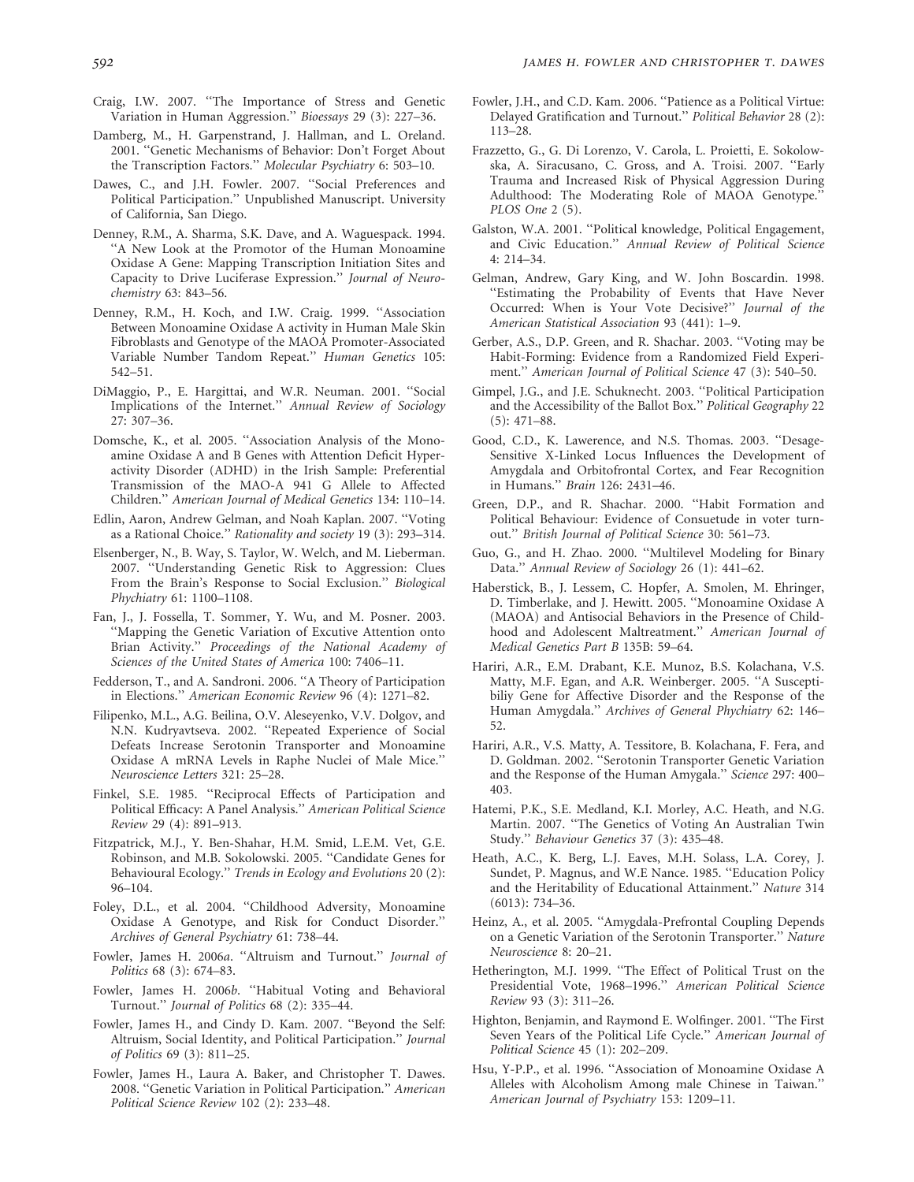Craig, I.W. 2007. ''The Importance of Stress and Genetic Variation in Human Aggression.'' *Bioessays* 29 (3): 227–36.

Damberg, M., H. Garpenstrand, J. Hallman, and L. Oreland. 2001. ''Genetic Mechanisms of Behavior: Don't Forget About the Transcription Factors.'' *Molecular Psychiatry* 6: 503–10.

Dawes, C., and J.H. Fowler. 2007. ''Social Preferences and Political Participation.'' Unpublished Manuscript. University of California, San Diego.

Denney, R.M., A. Sharma, S.K. Dave, and A. Waguespack. 1994. ''A New Look at the Promotor of the Human Monoamine Oxidase A Gene: Mapping Transcription Initiation Sites and Capacity to Drive Luciferase Expression.'' *Journal of Neurochemistry* 63: 843–56.

Denney, R.M., H. Koch, and I.W. Craig. 1999. ''Association Between Monoamine Oxidase A activity in Human Male Skin Fibroblasts and Genotype of the MAOA Promoter-Associated Variable Number Tandom Repeat.'' *Human Genetics* 105: 542–51.

DiMaggio, P., E. Hargittai, and W.R. Neuman. 2001. ''Social Implications of the Internet.'' *Annual Review of Sociology* 27: 307–36.

Domsche, K., et al. 2005. ''Association Analysis of the Monoamine Oxidase A and B Genes with Attention Deficit Hyperactivity Disorder (ADHD) in the Irish Sample: Preferential Transmission of the MAO-A 941 G Allele to Affected Children.'' *American Journal of Medical Genetics* 134: 110–14.

Edlin, Aaron, Andrew Gelman, and Noah Kaplan. 2007. ''Voting as a Rational Choice.'' *Rationality and society* 19 (3): 293–314.

Elsenberger, N., B. Way, S. Taylor, W. Welch, and M. Lieberman. 2007. ''Understanding Genetic Risk to Aggression: Clues From the Brain's Response to Social Exclusion.'' *Biological Phychiatry* 61: 1100–1108.

Fan, J., J. Fossella, T. Sommer, Y. Wu, and M. Posner. 2003. ''Mapping the Genetic Variation of Excutive Attention onto Brian Activity.'' *Proceedings of the National Academy of Sciences of the United States of America* 100: 7406–11.

Fedderson, T., and A. Sandroni. 2006. ''A Theory of Participation in Elections.'' *American Economic Review* 96 (4): 1271–82.

Filipenko, M.L., A.G. Beilina, O.V. Aleseyenko, V.V. Dolgov, and N.N. Kudryavtseva. 2002. ''Repeated Experience of Social Defeats Increase Serotonin Transporter and Monoamine Oxidase A mRNA Levels in Raphe Nuclei of Male Mice.'' *Neuroscience Letters* 321: 25–28.

Finkel, S.E. 1985. ''Reciprocal Effects of Participation and Political Efficacy: A Panel Analysis.'' *American Political Science Review* 29 (4): 891–913.

Fitzpatrick, M.J., Y. Ben-Shahar, H.M. Smid, L.E.M. Vet, G.E. Robinson, and M.B. Sokolowski. 2005. ''Candidate Genes for Behavioural Ecology.'' *Trends in Ecology and Evolutions* 20 (2): 96–104.

Foley, D.L., et al. 2004. ''Childhood Adversity, Monoamine Oxidase A Genotype, and Risk for Conduct Disorder.'' *Archives of General Psychiatry* 61: 738–44.

Fowler, James H. 2006*a*. ''Altruism and Turnout.'' *Journal of Politics* 68 (3): 674–83.

Fowler, James H. 2006*b*. ''Habitual Voting and Behavioral Turnout.'' *Journal of Politics* 68 (2): 335–44.

Fowler, James H., and Cindy D. Kam. 2007. ''Beyond the Self: Altruism, Social Identity, and Political Participation.'' *Journal of Politics* 69 (3): 811–25.

Fowler, James H., Laura A. Baker, and Christopher T. Dawes. 2008. ''Genetic Variation in Political Participation.'' *American Political Science Review* 102 (2): 233–48.

Fowler, J.H., and C.D. Kam. 2006. ''Patience as a Political Virtue: Delayed Gratification and Turnout.'' *Political Behavior* 28 (2): 113–28.

Frazzetto, G., G. Di Lorenzo, V. Carola, L. Proietti, E. Sokolowska, A. Siracusano, C. Gross, and A. Troisi. 2007. ''Early Trauma and Increased Risk of Physical Aggression During Adulthood: The Moderating Role of MAOA Genotype.'' *PLOS One* 2 (5).

Galston, W.A. 2001. ''Political knowledge, Political Engagement, and Civic Education.'' *Annual Review of Political Science* 4: 214–34.

Gelman, Andrew, Gary King, and W. John Boscardin. 1998. ''Estimating the Probability of Events that Have Never Occurred: When is Your Vote Decisive?'' *Journal of the American Statistical Association* 93 (441): 1–9.

Gerber, A.S., D.P. Green, and R. Shachar. 2003. ''Voting may be Habit-Forming: Evidence from a Randomized Field Experiment.'' *American Journal of Political Science* 47 (3): 540–50.

Gimpel, J.G., and J.E. Schuknecht. 2003. ''Political Participation and the Accessibility of the Ballot Box.'' *Political Geography* 22 (5): 471–88.

Good, C.D., K. Lawerence, and N.S. Thomas. 2003. ''Desage-Sensitive X-Linked Locus Influences the Development of Amygdala and Orbitofrontal Cortex, and Fear Recognition in Humans.'' *Brain* 126: 2431–46.

Green, D.P., and R. Shachar. 2000. ''Habit Formation and Political Behaviour: Evidence of Consuetude in voter turnout.'' *British Journal of Political Science* 30: 561–73.

Guo, G., and H. Zhao. 2000. ''Multilevel Modeling for Binary Data.'' *Annual Review of Sociology* 26 (1): 441–62.

Haberstick, B., J. Lessem, C. Hopfer, A. Smolen, M. Ehringer, D. Timberlake, and J. Hewitt. 2005. ''Monoamine Oxidase A (MAOA) and Antisocial Behaviors in the Presence of Childhood and Adolescent Maltreatment.'' *American Journal of Medical Genetics Part B* 135B: 59–64.

Hariri, A.R., E.M. Drabant, K.E. Munoz, B.S. Kolachana, V.S. Matty, M.F. Egan, and A.R. Weinberger. 2005. ''A Susceptibiliy Gene for Affective Disorder and the Response of the Human Amygdala.'' *Archives of General Phychiatry* 62: 146–52.

Hariri, A.R., V.S. Matty, A. Tessitore, B. Kolachana, F. Fera, and D. Goldman. 2002. ''Serotonin Transporter Genetic Variation and the Response of the Human Amygala.'' *Science* 297: 400–403.

Hatemi, P.K., S.E. Medland, K.I. Morley, A.C. Heath, and N.G. Martin. 2007. ''The Genetics of Voting An Australian Twin Study.'' *Behaviour Genetics* 37 (3): 435–48.

Heath, A.C., K. Berg, L.J. Eaves, M.H. Solass, L.A. Corey, J. Sundet, P. Magnus, and W.E Nance. 1985. ''Education Policy and the Heritability of Educational Attainment.'' *Nature* 314 (6013): 734–36.

Heinz, A., et al. 2005. ''Amygdala-Prefrontal Coupling Depends on a Genetic Variation of the Serotonin Transporter.'' *Nature Neuroscience* 8: 20–21.

Hetherington, M.J. 1999. ''The Effect of Political Trust on the Presidential Vote, 1968–1996.'' *American Political Science Review* 93 (3): 311–26.

Highton, Benjamin, and Raymond E. Wolfinger. 2001. ''The First Seven Years of the Political Life Cycle.'' *American Journal of Political Science* 45 (1): 202–209.

Hsu, Y-P.P., et al. 1996. ''Association of Monoamine Oxidase A Alleles with Alcoholism Among male Chinese in Taiwan.'' *American Journal of Psychiatry* 153: 1209–11.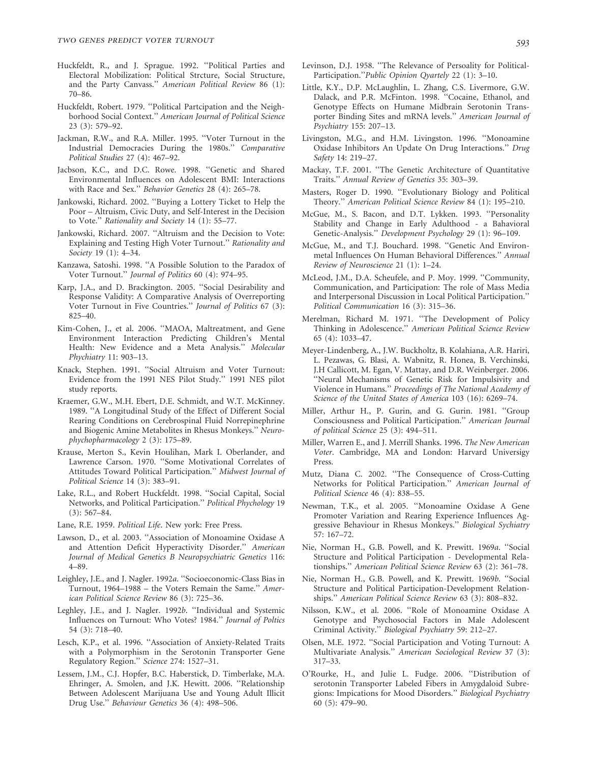Huckfeldt, R., and J. Sprague. 1992. ''Political Parties and Electoral Mobilization: Political Strcture, Social Structure, and the Party Canvass.'' *American Political Review* 86 (1): 70–86.

Huckfeldt, Robert. 1979. ''Political Partcipation and the Neighborhood Social Context.'' *American Journal of Political Science* 23 (3): 579–92.

Jackman, R.W., and R.A. Miller. 1995. ''Voter Turnout in the Industrial Democracies During the 1980s.'' *Comparative Political Studies* 27 (4): 467–92.

Jacbson, K.C., and D.C. Rowe. 1998. ''Genetic and Shared Environmental Influences on Adolescent BMI: Interactions with Race and Sex.'' *Behavior Genetics* 28 (4): 265–78.

Jankowski, Richard. 2002. ''Buying a Lottery Ticket to Help the Poor – Altruism, Civic Duty, and Self-Interest in the Decision to Vote.'' *Rationality and Society* 14 (1): 55–77.

Jankowski, Richard. 2007. ''Altruism and the Decision to Vote: Explaining and Testing High Voter Turnout.'' *Rationality and Society* 19 (1): 4–34.

Kanzawa, Satoshi. 1998. ''A Possible Solution to the Paradox of Voter Turnout.'' *Journal of Politics* 60 (4): 974–95.

Karp, J.A., and D. Brackington. 2005. ''Social Desirability and Response Validity: A Comparative Analysis of Overreporting Voter Turnout in Five Countries.'' *Journal of Politics* 67 (3): 825–40.

Kim-Cohen, J., et al. 2006. ''MAOA, Maltreatment, and Gene Environment Interaction Predicting Children's Mental Health: New Evidence and a Meta Analysis.'' *Molecular Phychiatry* 11: 903–13.

Knack, Stephen. 1991. ''Social Altruism and Voter Turnout: Evidence from the 1991 NES Pilot Study.'' 1991 NES pilot study reports.

Kraemer, G.W., M.H. Ebert, D.E. Schmidt, and W.T. McKinney. 1989. ''A Longitudinal Study of the Effect of Different Social Rearing Conditions on Cerebrospinal Fluid Norrepinephrine and Biogenic Amine Metabolites in Rhesus Monkeys.'' *Neurophychopharmacology* 2 (3): 175–89.

Krause, Merton S., Kevin Houlihan, Mark I. Oberlander, and Lawrence Carson. 1970. ''Some Motivational Correlates of Attitudes Toward Political Participation.'' *Midwest Journal of Political Science* 14 (3): 383–91.

Lake, R.L., and Robert Huckfeldt. 1998. ''Social Capital, Social Networks, and Political Participation.'' *Political Phychology* 19 (3): 567–84.

Lane, R.E. 1959. *Political Life*. New york: Free Press.

Lawson, D., et al. 2003. ''Association of Monoamine Oxidase A and Attention Deficit Hyperactivity Disorder.'' *American Journal of Medical Genetics B Neuropsychiatric Genetics* 116: 4–89.

Leighley, J.E., and J. Nagler. 1992*a*. ''Socioeconomic-Class Bias in Turnout, 1964–1988 – the Voters Remain the Same.'' *American Political Science Review* 86 (3): 725–36.

Leghley, J.E., and J. Nagler. 1992*b*. ''Individual and Systemic Influences on Turnout: Who Votes? 1984.'' *Journal of Poltics* 54 (3): 718–40.

Lesch, K.P., et al. 1996. ''Association of Anxiety-Related Traits with a Polymorphism in the Serotonin Transporter Gene Regulatory Region.'' *Science* 274: 1527–31.

Lessem, J.M., C.J. Hopfer, B.C. Haberstick, D. Timberlake, M.A. Ehringer, A. Smolen, and J.K. Hewitt. 2006. ''Relationship Between Adolescent Marijuana Use and Young Adult Illicit Drug Use.'' *Behaviour Genetics* 36 (4): 498–506.

Levinson, D.J. 1958. ''The Relevance of Persoality for Political-Participation.''*Public Opinion Qyartely* 22 (1): 3–10.

Little, K.Y., D.P. McLaughlin, L. Zhang, C.S. Livermore, G.W. Dalack, and P.R. McFinton. 1998. ''Cocaine, Ethanol, and Genotype Effects on Humane Midbrain Serotonin Transporter Binding Sites and mRNA levels.'' *American Journal of Psychiatry* 155: 207–13.

Livingston, M.G., and H.M. Livingston. 1996. ''Monoamine Oxidase Inhibitors An Update On Drug Interactions.'' *Drug Safety* 14: 219–27.

Mackay, T.F. 2001. ''The Genetic Architecture of Quantitative Traits.'' *Annual Review of Genetics* 35: 303–39.

Masters, Roger D. 1990. ''Evolutionary Biology and Political Theory.'' *American Political Science Review* 84 (1): 195–210.

McGue, M., S. Bacon, and D.T. Lykken. 1993. ''Personality Stability and Change in Early Adulthood - a Bahavioral Genetic-Analysis.'' *Development Psychology* 29 (1): 96–109.

McGue, M., and T.J. Bouchard. 1998. ''Genetic And Environmetal Influences On Human Behavioral Differences.'' *Annual Review of Neuroscience* 21 (1): 1–24.

McLeod, J.M., D.A. Scheufele, and P. Moy. 1999. ''Community, Communication, and Participation: The role of Mass Media and Interpersonal Discussion in Local Political Participation.'' *Political Communication* 16 (3): 315–36.

Merelman, Richard M. 1971. ''The Development of Policy Thinking in Adolescence.'' *American Political Science Review* 65 (4): 1033–47.

Meyer-Lindenberg, A., J.W. Buckholtz, B. Kolahiana, A.R. Hariri, L. Pezawas, G. Blasi, A. Wabnitz, R. Honea, B. Verchinski, J.H Callicott, M. Egan, V. Mattay, and D.R. Weinberger. 2006. ''Neural Mechanisms of Genetic Risk for Impulsivity and Violence in Humans.'' *Proceedings of The National Academy of Science of the United States of America* 103 (16): 6269–74.

Miller, Arthur H., P. Gurin, and G. Gurin. 1981. ''Group Consciousness and Political Participation.'' *American Journal of political Science* 25 (3): 494–511.

Miller, Warren E., and J. Merrill Shanks. 1996. *The New American Voter*. Cambridge, MA and London: Harvard Universigy Press.

Mutz, Diana C. 2002. ''The Consequence of Cross-Cutting Networks for Political Participation.'' *American Journal of Political Science* 46 (4): 838–55.

Newman, T.K., et al. 2005. ''Monoamine Oxidase A Gene Promoter Variation and Rearing Experience Influences Aggressive Behaviour in Rhesus Monkeys.'' *Biological Sychiatry* 57: 167–72.

Nie, Norman H., G.B. Powell, and K. Prewitt. 1969*a*. ''Social Structure and Political Participation - Developmental Relationships.'' *American Political Science Review* 63 (2): 361–78.

Nie, Norman H., G.B. Powell, and K. Prewitt. 1969*b*. ''Social Structure and Political Participation-Development Relationships.'' *American Political Science Review* 63 (3): 808–832.

Nilsson, K.W., et al. 2006. ''Role of Monoamine Oxidase A Genotype and Psychosocial Factors in Male Adolescent Criminal Activity.'' *Biological Psychiatry* 59: 212–27.

Olsen, M.E. 1972. ''Social Participation and Voting Turnout: A Multivariate Analysis.'' *American Sociological Review* 37 (3): 317–33.

O'Rourke, H., and Julie L. Fudge. 2006. ''Distribution of serotonin Transporter Labeled Fibers in Amygdaloid Subregions: Impications for Mood Disorders.'' *Biological Psychiatry* 60 (5): 479–90.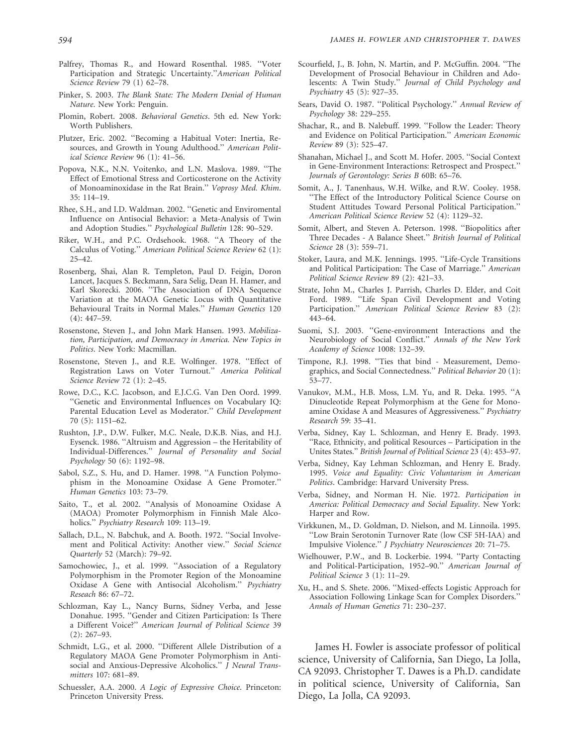Palfrey, Thomas R., and Howard Rosenthal. 1985. ''Voter Participation and Strategic Uncertainty.''*American Political Science Review* 79 (1) 62–78.

Pinker, S. 2003. *The Blank State: The Modern Denial of Human Nature*. New York: Penguin.

Plomin, Robert. 2008. *Behavioral Genetics*. 5th ed. New York: Worth Publishers.

Plutzer, Eric. 2002. ''Becoming a Habitual Voter: Inertia, Resources, and Growth in Young Adulthood.'' *American Political Science Review* 96 (1): 41–56.

Popova, N.K., N.N. Voitenko, and L.N. Maslova. 1989. ''The Effect of Emotional Stress and Corticosterone on the Activity of Monoaminoxidase in the Rat Brain.'' *Voprosy Med. Khim*. 35: 114–19.

Rhee, S.H., and I.D. Waldman. 2002. ''Genetic and Enviromental Influence on Antisocial Behavior: a Meta-Analysis of Twin and Adoption Studies.'' *Psychological Bulletin* 128: 90–529.

Riker, W.H., and P.C. Ordsehook. 1968. ''A Theory of the Calculus of Voting.'' *American Political Science Review* 62 (1): 25–42.

Rosenberg, Shai, Alan R. Templeton, Paul D. Feigin, Doron Lancet, Jacques S. Beckmann, Sara Selig, Dean H. Hamer, and Karl Skorecki. 2006. ''The Association of DNA Sequence Variation at the MAOA Genetic Locus with Quantitative Behavioural Traits in Normal Males.'' *Human Genetics* 120 (4): 447–59.

Rosenstone, Steven J., and John Mark Hansen. 1993. *Mobilization, Participation, and Democracy in America. New Topics in Politics*. New York: Macmillan.

Rosenstone, Steven J., and R.E. Wolfinger. 1978. ''Effect of Registration Laws on Voter Turnout.'' *America Political Science Review* 72 (1): 2–45.

Rowe, D.C., K.C. Jacobson, and E.J.C.G. Van Den Oord. 1999. ''Genetic and Environmental Influences on Vocabulary IQ: Parental Education Level as Moderator.'' *Child Development* 70 (5): 1151–62.

Rushton, J.P., D.W. Fulker, M.C. Neale, D.K.B. Nias, and H.J. Eysenck. 1986. ''Altruism and Aggression – the Heritability of Individual-Differences.'' *Journal of Personality and Social Psychology* 50 (6): 1192–98.

Sabol, S.Z., S. Hu, and D. Hamer. 1998. ''A Function Polymophism in the Monoamine Oxidase A Gene Promoter.'' *Human Genetics* 103: 73–79.

Saito, T., et al. 2002. ''Analysis of Monoamine Oxidase A (MAOA) Promoter Polymorphism in Finnish Male Alcoholics.'' *Psychiatry Research* 109: 113–19.

Sallach, D.L., N. Babchuk, and A. Booth. 1972. ''Social Involvement and Political Activity: Another view.'' *Social Science Quarterly* 52 (March): 79–92.

Samochowiec, J., et al. 1999. ''Association of a Regulatory Polymorphism in the Promoter Region of the Monoamine Oxidase A Gene with Antisocial Alcoholism.'' *Psychiatry Reseach* 86: 67–72.

Schlozman, Kay L., Nancy Burns, Sidney Verba, and Jesse Donahue. 1995. ''Gender and Citizen Participation: Is There a Different Voice?'' *American Journal of Political Science* 39 (2): 267–93.

Schmidt, L.G., et al. 2000. ''Different Allele Distribution of a Regulatory MAOA Gene Promoter Polymorphism in Antisocial and Anxious-Depressive Alcoholics.'' *J Neural Transmitters* 107: 681–89.

Schuessler, A.A. 2000. *A Logic of Expressive Choice*. Princeton: Princeton University Press.

Scourfield, J., B. John, N. Martin, and P. McGuffin. 2004. ''The Development of Prosocial Behaviour in Children and Adolescents: A Twin Study.'' *Journal of Child Psychology and Psychiatry* 45 (5): 927–35.

Sears, David O. 1987. ''Political Psychology.'' *Annual Review of Psychology* 38: 229–255.

Shachar, R., and B. Nalebuff. 1999. ''Follow the Leader: Theory and Evidence on Political Participation.'' *American Economic Review* 89 (3): 525–47.

Shanahan, Michael J., and Scott M. Hofer. 2005. ''Social Context in Gene-Environment Interactions: Retrospect and Prospect.'' *Journals of Gerontology: Series B* 60B: 65–76.

Somit, A., J. Tanenhaus, W.H. Wilke, and R.W. Cooley. 1958. ''The Effect of the Introductory Political Science Course on Student Attitudes Toward Personal Political Participation.'' *American Political Science Review* 52 (4): 1129–32.

Somit, Albert, and Steven A. Peterson. 1998. ''Biopolitics after Three Decades - A Balance Sheet.'' *British Journal of Political Science* 28 (3): 559–71.

Stoker, Laura, and M.K. Jennings. 1995. ''Life-Cycle Transitions and Political Participation: The Case of Marriage.'' *American Political Science Review* 89 (2): 421–33.

Strate, John M., Charles J. Parrish, Charles D. Elder, and Coit Ford. 1989. ''Life Span Civil Development and Voting Participation.'' *American Political Science Review* 83 (2): 443–64.

Suomi, S.J. 2003. ''Gene-environment Interactions and the Neurobiology of Social Conflict.'' *Annals of the New York Academy of Science* 1008: 132–39.

Timpone, R.J. 1998. ''Ties that bind - Measurement, Demographics, and Social Connectedness.'' *Political Behavior* 20 (1): 53–77.

Vanukov, M.M., H.B. Moss, L.M. Yu, and R. Deka. 1995. ''A Dinucleotide Repeat Polymorphism at the Gene for Monoamine Oxidase A and Measures of Aggressiveness.'' *Psychiatry Research* 59: 35–41.

Verba, Sidney, Kay L. Schlozman, and Henry E. Brady. 1993. ''Race, Ethnicity, and political Resources – Participation in the Unites States.'' *British Journal of Political Science* 23 (4): 453–97.

Verba, Sidney, Kay Lehman Schlozman, and Henry E. Brady. 1995. *Voice and Equality: Civic Voluntarism in American Politics*. Cambridge: Harvard University Press.

Verba, Sidney, and Norman H. Nie. 1972. *Participation in America: Political Democracy and Social Equality*. New York: Harper and Row.

Virkkunen, M., D. Goldman, D. Nielson, and M. Linnoila. 1995. ''Low Brain Serotonin Turnover Rate (low CSF 5H-IAA) and Impulsive Violence.'' *J Psychiatry Neurosciences* 20: 71–75.

Wielhouwer, P.W., and B. Lockerbie. 1994. ''Party Contacting and Political-Participation, 1952–90.'' *American Journal of Political Science* 3 (1): 11–29.

Xu, H., and S. Shete. 2006. ''Mixed-effects Logistic Approach for Association Following Linkage Scan for Complex Disorders.'' *Annals of Human Genetics* 71: 230–237.

James H. Fowler is associate professor of political science, University of California, San Diego, La Jolla, CA 92093. Christopher T. Dawes is a Ph.D. candidate in political science, University of California, San Diego, La Jolla, CA 92093.